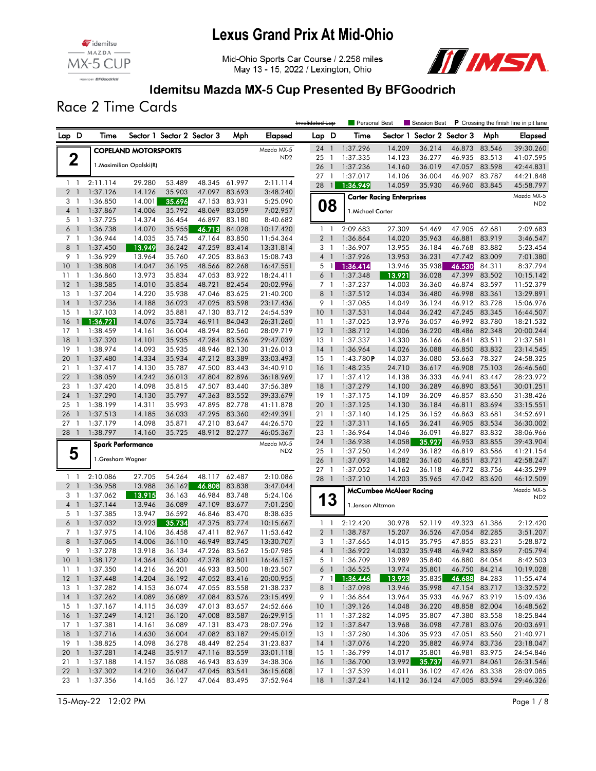# Lexus Grand Prix At Mid-Ohio

Mid-Ohio Sports Car Course / 2.258 miles
May 13 - 15, 2022 / Lexington, Ohio

## Idemitsu Mazda MX-5 Cup Presented By BFGoodrich

### Race 2 Time Cards

Legend: Invalidated Lap | Personal Best | Session Best | P Crossing the finish line in pit lane

**2 — COPELAND MOTORSPORTS** — Mazda MX-5 ND2
1.Maximilian Opalski(R)

| Lap | D | Time | Sector 1 | Sector 2 | Sector 3 | Mph | Elapsed |
|---|---|---|---|---|---|---|---|
| 1 | 1 | 2:11.114 | 29.280 | 53.489 | 48.345 | 61.997 | 2:11.114 |
| 2 | 1 | 1:37.126 | 14.126 | 35.903 | 47.097 | 83.693 | 3:48.240 |
| 3 | 1 | 1:36.850 | 14.001 | 35.696 | 47.153 | 83.931 | 5:25.090 |
| 4 | 1 | 1:37.867 | 14.006 | 35.792 | 48.069 | 83.059 | 7:02.957 |
| 5 | 1 | 1:37.725 | 14.374 | 36.454 | 46.897 | 83.180 | 8:40.682 |
| 6 | 1 | 1:36.738 | 14.070 | 35.955 | 46.713 | 84.028 | 10:17.420 |
| 7 | 1 | 1:36.944 | 14.035 | 35.745 | 47.164 | 83.850 | 11:54.364 |
| 8 | 1 | 1:37.450 | 13.949 | 36.242 | 47.259 | 83.414 | 13:31.814 |
| 9 | 1 | 1:36.929 | 13.964 | 35.760 | 47.205 | 83.863 | 15:08.743 |
| 10 | 1 | 1:38.808 | 14.047 | 36.195 | 48.566 | 82.268 | 16:47.551 |
| 11 | 1 | 1:36.860 | 13.973 | 35.834 | 47.053 | 83.922 | 18:24.411 |
| 12 | 1 | 1:38.585 | 14.010 | 35.854 | 48.721 | 82.454 | 20:02.996 |
| 13 | 1 | 1:37.204 | 14.220 | 35.938 | 47.046 | 83.625 | 21:40.200 |
| 14 | 1 | 1:37.236 | 14.188 | 36.023 | 47.025 | 83.598 | 23:17.436 |
| 15 | 1 | 1:37.103 | 14.092 | 35.881 | 47.130 | 83.712 | 24:54.539 |
| 16 | 1 | 1:36.721 | 14.076 | 35.734 | 46.911 | 84.043 | 26:31.260 |
| 17 | 1 | 1:38.459 | 14.161 | 36.004 | 48.294 | 82.560 | 28:09.719 |
| 18 | 1 | 1:37.320 | 14.101 | 35.935 | 47.284 | 83.526 | 29:47.039 |
| 19 | 1 | 1:38.974 | 14.093 | 35.935 | 48.946 | 82.130 | 31:26.013 |
| 20 | 1 | 1:37.480 | 14.334 | 35.934 | 47.212 | 83.389 | 33:03.493 |
| 21 | 1 | 1:37.417 | 14.130 | 35.787 | 47.500 | 83.443 | 34:40.910 |
| 22 | 1 | 1:38.059 | 14.242 | 36.013 | 47.804 | 82.896 | 36:18.969 |
| 23 | 1 | 1:37.420 | 14.098 | 35.815 | 47.507 | 83.440 | 37:56.389 |
| 24 | 1 | 1:37.290 | 14.130 | 35.797 | 47.363 | 83.552 | 39:33.679 |
| 25 | 1 | 1:38.199 | 14.311 | 35.993 | 47.895 | 82.778 | 41:11.878 |
| 26 | 1 | 1:37.513 | 14.185 | 36.033 | 47.295 | 83.360 | 42:49.391 |
| 27 | 1 | 1:37.179 | 14.098 | 35.871 | 47.210 | 83.647 | 44:26.570 |
| 28 | 1 | 1:38.797 | 14.160 | 35.725 | 48.912 | 82.277 | 46:05.367 |

**5 — Spark Performance** — Mazda MX-5 ND2
1.Gresham Wagner

| Lap | D | Time | Sector 1 | Sector 2 | Sector 3 | Mph | Elapsed |
|---|---|---|---|---|---|---|---|
| 1 | 1 | 2:10.086 | 27.705 | 54.264 | 48.117 | 62.487 | 2:10.086 |
| 2 | 1 | 1:36.958 | 13.988 | 36.162 | 46.808 | 83.838 | 3:47.044 |
| 3 | 1 | 1:37.062 | 13.915 | 36.163 | 46.984 | 83.748 | 5:24.106 |
| 4 | 1 | 1:37.144 | 13.946 | 36.089 | 47.109 | 83.677 | 7:01.250 |
| 5 | 1 | 1:37.385 | 13.947 | 36.592 | 46.846 | 83.470 | 8:38.635 |
| 6 | 1 | 1:37.032 | 13.923 | 35.734 | 47.375 | 83.774 | 10:15.667 |
| 7 | 1 | 1:37.975 | 14.106 | 36.458 | 47.411 | 82.967 | 11:53.642 |
| 8 | 1 | 1:37.065 | 14.006 | 36.110 | 46.949 | 83.745 | 13:30.707 |
| 9 | 1 | 1:37.278 | 13.918 | 36.134 | 47.226 | 83.562 | 15:07.985 |
| 10 | 1 | 1:38.172 | 14.364 | 36.430 | 47.378 | 82.801 | 16:46.157 |
| 11 | 1 | 1:37.350 | 14.216 | 36.201 | 46.933 | 83.500 | 18:23.507 |
| 12 | 1 | 1:37.448 | 14.204 | 36.192 | 47.052 | 83.416 | 20:00.955 |
| 13 | 1 | 1:37.282 | 14.153 | 36.074 | 47.055 | 83.558 | 21:38.237 |
| 14 | 1 | 1:37.262 | 14.089 | 36.089 | 47.084 | 83.576 | 23:15.499 |
| 15 | 1 | 1:37.167 | 14.115 | 36.039 | 47.013 | 83.657 | 24:52.666 |
| 16 | 1 | 1:37.249 | 14.121 | 36.120 | 47.008 | 83.587 | 26:29.915 |
| 17 | 1 | 1:37.381 | 14.161 | 36.089 | 47.131 | 83.473 | 28:07.296 |
| 18 | 1 | 1:37.716 | 14.630 | 36.004 | 47.082 | 83.187 | 29:45.012 |
| 19 | 1 | 1:38.825 | 14.098 | 36.278 | 48.449 | 82.254 | 31:23.837 |
| 20 | 1 | 1:37.281 | 14.248 | 35.917 | 47.116 | 83.559 | 33:01.118 |
| 21 | 1 | 1:37.188 | 14.157 | 36.088 | 46.943 | 83.639 | 34:38.306 |
| 22 | 1 | 1:37.302 | 14.210 | 36.047 | 47.045 | 83.541 | 36:15.608 |
| 23 | 1 | 1:37.356 | 14.165 | 36.127 | 47.064 | 83.495 | 37:52.964 |
| 24 | 1 | 1:37.296 | 14.209 | 36.214 | 46.873 | 83.546 | 39:30.260 |
| 25 | 1 | 1:37.335 | 14.123 | 36.277 | 46.935 | 83.513 | 41:07.595 |
| 26 | 1 | 1:37.236 | 14.160 | 36.019 | 47.057 | 83.598 | 42:44.831 |
| 27 | 1 | 1:37.017 | 14.106 | 36.004 | 46.907 | 83.787 | 44:21.848 |
| 28 | 1 | 1:36.949 | 14.059 | 35.930 | 46.960 | 83.845 | 45:58.797 |

**08 — Carter Racing Enterprises** — Mazda MX-5 ND2
1.Michael Carter

| Lap | D | Time | Sector 1 | Sector 2 | Sector 3 | Mph | Elapsed |
|---|---|---|---|---|---|---|---|
| 1 | 1 | 2:09.683 | 27.309 | 54.469 | 47.905 | 62.681 | 2:09.683 |
| 2 | 1 | 1:36.864 | 14.020 | 35.963 | 46.881 | 83.919 | 3:46.547 |
| 3 | 1 | 1:36.907 | 13.955 | 36.184 | 46.768 | 83.882 | 5:23.454 |
| 4 | 1 | 1:37.926 | 13.953 | 36.231 | 47.742 | 83.009 | 7:01.380 |
| 5 | 1 | 1:36.414 | 13.946 | 35.938 | 46.530 | 84.311 | 8:37.794 |
| 6 | 1 | 1:37.348 | 13.921 | 36.028 | 47.399 | 83.502 | 10:15.142 |
| 7 | 1 | 1:37.237 | 14.003 | 36.360 | 46.874 | 83.597 | 11:52.379 |
| 8 | 1 | 1:37.512 | 14.034 | 36.480 | 46.998 | 83.361 | 13:29.891 |
| 9 | 1 | 1:37.085 | 14.049 | 36.124 | 46.912 | 83.728 | 15:06.976 |
| 10 | 1 | 1:37.531 | 14.044 | 36.242 | 47.245 | 83.345 | 16:44.507 |
| 11 | 1 | 1:37.025 | 13.976 | 36.057 | 46.992 | 83.780 | 18:21.532 |
| 12 | 1 | 1:38.712 | 14.006 | 36.220 | 48.486 | 82.348 | 20:00.244 |
| 13 | 1 | 1:37.337 | 14.330 | 36.166 | 46.841 | 83.511 | 21:37.581 |
| 14 | 1 | 1:36.964 | 14.026 | 36.088 | 46.850 | 83.832 | 23:14.545 |
| 15 | 1 | 1:43.780P | 14.037 | 36.080 | 53.663 | 78.327 | 24:58.325 |
| 16 | 1 | 1:48.235 | 24.710 | 36.617 | 46.908 | 75.103 | 26:46.560 |
| 17 | 1 | 1:37.412 | 14.138 | 36.333 | 46.941 | 83.447 | 28:23.972 |
| 18 | 1 | 1:37.279 | 14.100 | 36.289 | 46.890 | 83.561 | 30:01.251 |
| 19 | 1 | 1:37.175 | 14.109 | 36.209 | 46.857 | 83.650 | 31:38.426 |
| 20 | 1 | 1:37.125 | 14.130 | 36.184 | 46.811 | 83.694 | 33:15.551 |
| 21 | 1 | 1:37.140 | 14.125 | 36.152 | 46.863 | 83.681 | 34:52.691 |
| 22 | 1 | 1:37.311 | 14.165 | 36.241 | 46.905 | 83.534 | 36:30.002 |
| 23 | 1 | 1:36.964 | 14.046 | 36.091 | 46.827 | 83.832 | 38:06.966 |
| 24 | 1 | 1:36.938 | 14.058 | 35.927 | 46.953 | 83.855 | 39:43.904 |
| 25 | 1 | 1:37.250 | 14.249 | 36.182 | 46.819 | 83.586 | 41:21.154 |
| 26 | 1 | 1:37.093 | 14.082 | 36.160 | 46.851 | 83.721 | 42:58.247 |
| 27 | 1 | 1:37.052 | 14.162 | 36.118 | 46.772 | 83.756 | 44:35.299 |
| 28 | 1 | 1:37.210 | 14.203 | 35.965 | 47.042 | 83.620 | 46:12.509 |

**13 — McCumbee McAleer Racing** — Mazda MX-5 ND2
1.Jenson Altzman

| Lap | D | Time | Sector 1 | Sector 2 | Sector 3 | Mph | Elapsed |
|---|---|---|---|---|---|---|---|
| 1 | 1 | 2:12.420 | 30.978 | 52.119 | 49.323 | 61.386 | 2:12.420 |
| 2 | 1 | 1:38.787 | 15.207 | 36.526 | 47.054 | 82.285 | 3:51.207 |
| 3 | 1 | 1:37.665 | 14.015 | 35.795 | 47.855 | 83.231 | 5:28.872 |
| 4 | 1 | 1:36.922 | 14.032 | 35.948 | 46.942 | 83.869 | 7:05.794 |
| 5 | 1 | 1:36.709 | 13.989 | 35.840 | 46.880 | 84.054 | 8:42.503 |
| 6 | 1 | 1:36.525 | 13.974 | 35.801 | 46.750 | 84.214 | 10:19.028 |
| 7 | 1 | 1:36.446 | 13.923 | 35.835 | 46.688 | 84.283 | 11:55.474 |
| 8 | 1 | 1:37.098 | 13.946 | 35.998 | 47.154 | 83.717 | 13:32.572 |
| 9 | 1 | 1:36.864 | 13.964 | 35.933 | 46.967 | 83.919 | 15:09.436 |
| 10 | 1 | 1:39.126 | 14.048 | 36.220 | 48.858 | 82.004 | 16:48.562 |
| 11 | 1 | 1:37.282 | 14.095 | 35.807 | 47.380 | 83.558 | 18:25.844 |
| 12 | 1 | 1:37.847 | 13.968 | 36.098 | 47.781 | 83.076 | 20:03.691 |
| 13 | 1 | 1:37.280 | 14.306 | 35.923 | 47.051 | 83.560 | 21:40.971 |
| 14 | 1 | 1:37.076 | 14.220 | 35.882 | 46.974 | 83.736 | 23:18.047 |
| 15 | 1 | 1:36.799 | 14.017 | 35.801 | 46.981 | 83.975 | 24:54.846 |
| 16 | 1 | 1:36.700 | 13.992 | 35.737 | 46.971 | 84.061 | 26:31.546 |
| 17 | 1 | 1:37.539 | 14.011 | 36.102 | 47.426 | 83.338 | 28:09.085 |
| 18 | 1 | 1:37.241 | 14.112 | 36.124 | 47.005 | 83.594 | 29:46.326 |

15-May-22 12:02 PM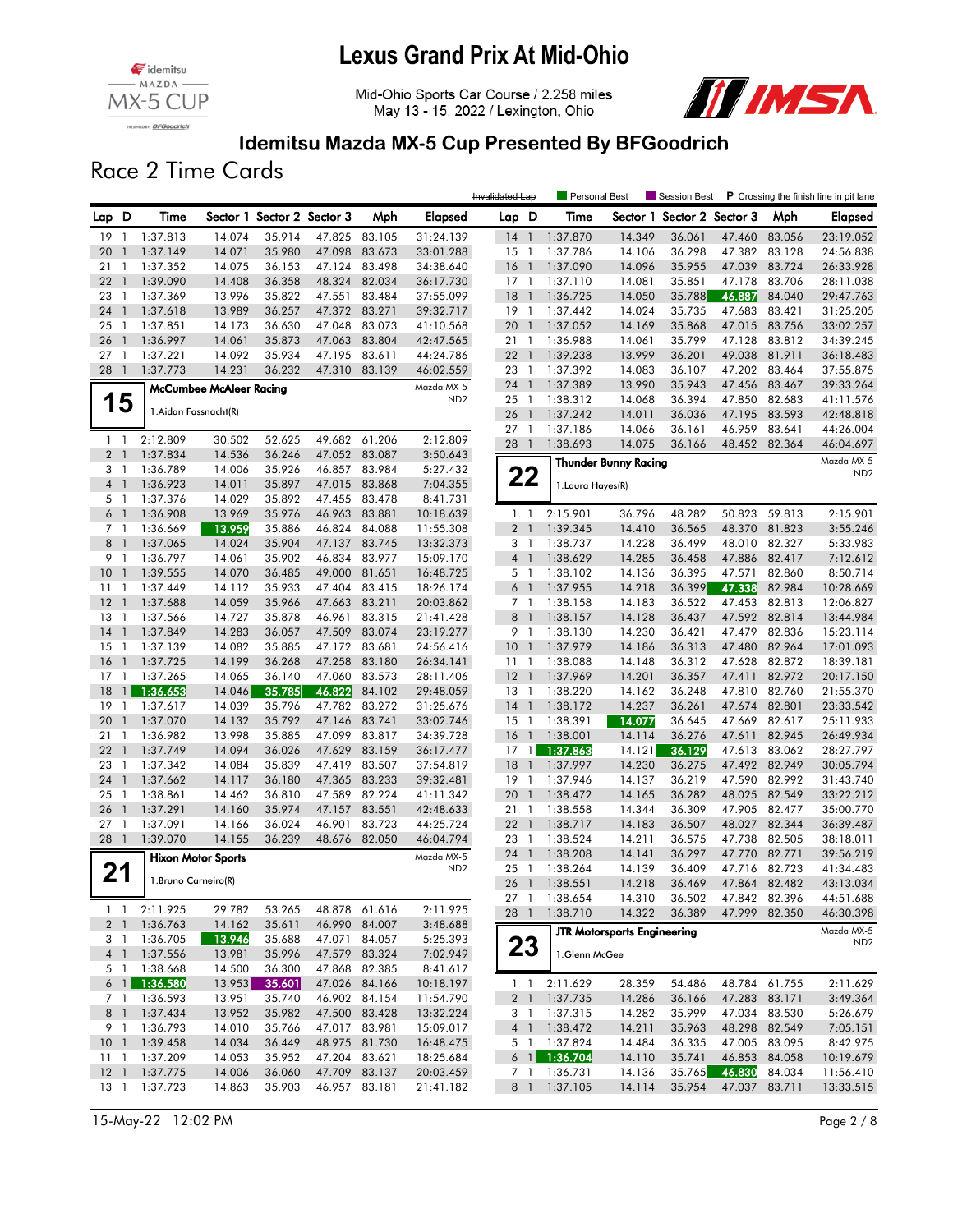# Lexus Grand Prix At Mid-Ohio

Mid-Ohio Sports Car Course / 2.258 miles
May 13 - 15, 2022 / Lexington, Ohio

## Idemitsu Mazda MX-5 Cup Presented By BFGoodrich

## Race 2 Time Cards

Legend: Invalidated Lap | Personal Best | Session Best | P Crossing the finish line in pit lane

(continued from previous page)

| Lap | D | Time | Sector 1 | Sector 2 | Sector 3 | Mph | Elapsed |
|---|---|---|---|---|---|---|---|
| 19 | 1 | 1:37.813 | 14.074 | 35.914 | 47.825 | 83.105 | 31:24.139 |
| 20 | 1 | 1:37.149 | 14.071 | 35.980 | 47.098 | 83.673 | 33:01.288 |
| 21 | 1 | 1:37.352 | 14.075 | 36.153 | 47.124 | 83.498 | 34:38.640 |
| 22 | 1 | 1:39.090 | 14.408 | 36.358 | 48.324 | 82.034 | 36:17.730 |
| 23 | 1 | 1:37.369 | 13.996 | 35.822 | 47.551 | 83.484 | 37:55.099 |
| 24 | 1 | 1:37.618 | 13.989 | 36.257 | 47.372 | 83.271 | 39:32.717 |
| 25 | 1 | 1:37.851 | 14.173 | 36.630 | 47.048 | 83.073 | 41:10.568 |
| 26 | 1 | 1:36.997 | 14.061 | 35.873 | 47.063 | 83.804 | 42:47.565 |
| 27 | 1 | 1:37.221 | 14.092 | 35.934 | 47.195 | 83.611 | 44:24.786 |
| 28 | 1 | 1:37.773 | 14.231 | 36.232 | 47.310 | 83.139 | 46:02.559 |

### 15 — McCumbee McAleer Racing — Mazda MX-5 ND2

1.Aidan Fassnacht(R)

| Lap | D | Time | Sector 1 | Sector 2 | Sector 3 | Mph | Elapsed |
|---|---|---|---|---|---|---|---|
| 1 | 1 | 2:12.809 | 30.502 | 52.625 | 49.682 | 61.206 | 2:12.809 |
| 2 | 1 | 1:37.834 | 14.536 | 36.246 | 47.052 | 83.087 | 3:50.643 |
| 3 | 1 | 1:36.789 | 14.006 | 35.926 | 46.857 | 83.984 | 5:27.432 |
| 4 | 1 | 1:36.923 | 14.011 | 35.897 | 47.015 | 83.868 | 7:04.355 |
| 5 | 1 | 1:37.376 | 14.029 | 35.892 | 47.455 | 83.478 | 8:41.731 |
| 6 | 1 | 1:36.908 | 13.969 | 35.976 | 46.963 | 83.881 | 10:18.639 |
| 7 | 1 | 1:36.669 | 13.959 | 35.886 | 46.824 | 84.088 | 11:55.308 |
| 8 | 1 | 1:37.065 | 14.024 | 35.904 | 47.137 | 83.745 | 13:32.373 |
| 9 | 1 | 1:36.797 | 14.061 | 35.902 | 46.834 | 83.977 | 15:09.170 |
| 10 | 1 | 1:39.555 | 14.070 | 36.485 | 49.000 | 81.651 | 16:48.725 |
| 11 | 1 | 1:37.449 | 14.112 | 35.933 | 47.404 | 83.415 | 18:26.174 |
| 12 | 1 | 1:37.688 | 14.059 | 35.966 | 47.663 | 83.211 | 20:03.862 |
| 13 | 1 | 1:37.566 | 14.727 | 35.878 | 46.961 | 83.315 | 21:41.428 |
| 14 | 1 | 1:37.849 | 14.283 | 36.057 | 47.509 | 83.074 | 23:19.277 |
| 15 | 1 | 1:37.139 | 14.082 | 35.885 | 47.172 | 83.681 | 24:56.416 |
| 16 | 1 | 1:37.725 | 14.199 | 36.268 | 47.258 | 83.180 | 26:34.141 |
| 17 | 1 | 1:37.265 | 14.065 | 36.140 | 47.060 | 83.573 | 28:11.406 |
| 18 | 1 | 1:36.653 | 14.046 | 35.785 | 46.822 | 84.102 | 29:48.059 |
| 19 | 1 | 1:37.617 | 14.039 | 35.796 | 47.782 | 83.272 | 31:25.676 |
| 20 | 1 | 1:37.070 | 14.132 | 35.792 | 47.146 | 83.741 | 33:02.746 |
| 21 | 1 | 1:36.982 | 13.998 | 35.885 | 47.099 | 83.817 | 34:39.728 |
| 22 | 1 | 1:37.749 | 14.094 | 36.026 | 47.629 | 83.159 | 36:17.477 |
| 23 | 1 | 1:37.342 | 14.084 | 35.839 | 47.419 | 83.507 | 37:54.819 |
| 24 | 1 | 1:37.662 | 14.117 | 36.180 | 47.365 | 83.233 | 39:32.481 |
| 25 | 1 | 1:38.861 | 14.462 | 36.810 | 47.589 | 82.224 | 41:11.342 |
| 26 | 1 | 1:37.291 | 14.160 | 35.974 | 47.157 | 83.551 | 42:48.633 |
| 27 | 1 | 1:37.091 | 14.166 | 36.024 | 46.901 | 83.723 | 44:25.724 |
| 28 | 1 | 1:39.070 | 14.155 | 36.239 | 48.676 | 82.050 | 46:04.794 |

### 21 — Hixon Motor Sports — Mazda MX-5 ND2

1.Bruno Carneiro(R)

| Lap | D | Time | Sector 1 | Sector 2 | Sector 3 | Mph | Elapsed |
|---|---|---|---|---|---|---|---|
| 1 | 1 | 2:11.925 | 29.782 | 53.265 | 48.878 | 61.616 | 2:11.925 |
| 2 | 1 | 1:36.763 | 14.162 | 35.611 | 46.990 | 84.007 | 3:48.688 |
| 3 | 1 | 1:36.705 | 13.946 | 35.688 | 47.071 | 84.057 | 5:25.393 |
| 4 | 1 | 1:37.556 | 13.981 | 35.996 | 47.579 | 83.324 | 7:02.949 |
| 5 | 1 | 1:38.668 | 14.500 | 36.300 | 47.868 | 82.385 | 8:41.617 |
| 6 | 1 | 1:36.580 | 13.953 | 35.601 | 47.026 | 84.166 | 10:18.197 |
| 7 | 1 | 1:36.593 | 13.951 | 35.740 | 46.902 | 84.154 | 11:54.790 |
| 8 | 1 | 1:37.434 | 13.952 | 35.982 | 47.500 | 83.428 | 13:32.224 |
| 9 | 1 | 1:36.793 | 14.010 | 35.766 | 47.017 | 83.981 | 15:09.017 |
| 10 | 1 | 1:39.458 | 14.034 | 36.449 | 48.975 | 81.730 | 16:48.475 |
| 11 | 1 | 1:37.209 | 14.053 | 35.952 | 47.204 | 83.621 | 18:25.684 |
| 12 | 1 | 1:37.775 | 14.006 | 36.060 | 47.709 | 83.137 | 20:03.459 |
| 13 | 1 | 1:37.723 | 14.863 | 35.903 | 46.957 | 83.181 | 21:41.182 |
| 14 | 1 | 1:37.870 | 14.349 | 36.061 | 47.460 | 83.056 | 23:19.052 |
| 15 | 1 | 1:37.786 | 14.106 | 36.298 | 47.382 | 83.128 | 24:56.838 |
| 16 | 1 | 1:37.090 | 14.096 | 35.955 | 47.039 | 83.724 | 26:33.928 |
| 17 | 1 | 1:37.110 | 14.081 | 35.851 | 47.178 | 83.706 | 28:11.038 |
| 18 | 1 | 1:36.725 | 14.050 | 35.788 | 46.887 | 84.040 | 29:47.763 |
| 19 | 1 | 1:37.442 | 14.024 | 35.735 | 47.683 | 83.421 | 31:25.205 |
| 20 | 1 | 1:37.052 | 14.169 | 35.868 | 47.015 | 83.756 | 33:02.257 |
| 21 | 1 | 1:36.988 | 14.061 | 35.799 | 47.128 | 83.812 | 34:39.245 |
| 22 | 1 | 1:39.238 | 13.999 | 36.201 | 49.038 | 81.911 | 36:18.483 |
| 23 | 1 | 1:37.392 | 14.083 | 36.107 | 47.202 | 83.464 | 37:55.875 |
| 24 | 1 | 1:37.389 | 13.990 | 35.943 | 47.456 | 83.467 | 39:33.264 |
| 25 | 1 | 1:38.312 | 14.068 | 36.394 | 47.850 | 82.683 | 41:11.576 |
| 26 | 1 | 1:37.242 | 14.011 | 36.036 | 47.195 | 83.593 | 42:48.818 |
| 27 | 1 | 1:37.186 | 14.066 | 36.161 | 46.959 | 83.641 | 44:26.004 |
| 28 | 1 | 1:38.693 | 14.075 | 36.166 | 48.452 | 82.364 | 46:04.697 |

### 22 — Thunder Bunny Racing — Mazda MX-5 ND2

1.Laura Hayes(R)

| Lap | D | Time | Sector 1 | Sector 2 | Sector 3 | Mph | Elapsed |
|---|---|---|---|---|---|---|---|
| 1 | 1 | 2:15.901 | 36.796 | 48.282 | 50.823 | 59.813 | 2:15.901 |
| 2 | 1 | 1:39.345 | 14.410 | 36.565 | 48.370 | 81.823 | 3:55.246 |
| 3 | 1 | 1:38.737 | 14.228 | 36.499 | 48.010 | 82.327 | 5:33.983 |
| 4 | 1 | 1:38.629 | 14.285 | 36.458 | 47.886 | 82.417 | 7:12.612 |
| 5 | 1 | 1:38.102 | 14.136 | 36.395 | 47.571 | 82.860 | 8:50.714 |
| 6 | 1 | 1:37.955 | 14.218 | 36.399 | 47.338 | 82.984 | 10:28.669 |
| 7 | 1 | 1:38.158 | 14.183 | 36.522 | 47.453 | 82.813 | 12:06.827 |
| 8 | 1 | 1:38.157 | 14.128 | 36.437 | 47.592 | 82.814 | 13:44.984 |
| 9 | 1 | 1:38.130 | 14.230 | 36.421 | 47.479 | 82.836 | 15:23.114 |
| 10 | 1 | 1:37.979 | 14.186 | 36.313 | 47.480 | 82.964 | 17:01.093 |
| 11 | 1 | 1:38.088 | 14.148 | 36.312 | 47.628 | 82.872 | 18:39.181 |
| 12 | 1 | 1:37.969 | 14.201 | 36.357 | 47.411 | 82.972 | 20:17.150 |
| 13 | 1 | 1:38.220 | 14.162 | 36.248 | 47.810 | 82.760 | 21:55.370 |
| 14 | 1 | 1:38.172 | 14.237 | 36.261 | 47.674 | 82.801 | 23:33.542 |
| 15 | 1 | 1:38.391 | 14.077 | 36.645 | 47.669 | 82.617 | 25:11.933 |
| 16 | 1 | 1:38.001 | 14.114 | 36.276 | 47.611 | 82.945 | 26:49.934 |
| 17 | 1 | 1:37.863 | 14.121 | 36.129 | 47.613 | 83.062 | 28:27.797 |
| 18 | 1 | 1:37.997 | 14.230 | 36.275 | 47.492 | 82.949 | 30:05.794 |
| 19 | 1 | 1:37.946 | 14.137 | 36.219 | 47.590 | 82.992 | 31:43.740 |
| 20 | 1 | 1:38.472 | 14.165 | 36.282 | 48.025 | 82.549 | 33:22.212 |
| 21 | 1 | 1:38.558 | 14.344 | 36.309 | 47.905 | 82.477 | 35:00.770 |
| 22 | 1 | 1:38.717 | 14.183 | 36.507 | 48.027 | 82.344 | 36:39.487 |
| 23 | 1 | 1:38.524 | 14.211 | 36.575 | 47.738 | 82.505 | 38:18.011 |
| 24 | 1 | 1:38.208 | 14.141 | 36.297 | 47.770 | 82.771 | 39:56.219 |
| 25 | 1 | 1:38.264 | 14.139 | 36.409 | 47.716 | 82.723 | 41:34.483 |
| 26 | 1 | 1:38.551 | 14.218 | 36.469 | 47.864 | 82.482 | 43:13.034 |
| 27 | 1 | 1:38.654 | 14.310 | 36.502 | 47.842 | 82.396 | 44:51.688 |
| 28 | 1 | 1:38.710 | 14.322 | 36.389 | 47.999 | 82.350 | 46:30.398 |

### 23 — JTR Motorsports Engineering — Mazda MX-5 ND2

1.Glenn McGee

| Lap | D | Time | Sector 1 | Sector 2 | Sector 3 | Mph | Elapsed |
|---|---|---|---|---|---|---|---|
| 1 | 1 | 2:11.629 | 28.359 | 54.486 | 48.784 | 61.755 | 2:11.629 |
| 2 | 1 | 1:37.735 | 14.286 | 36.166 | 47.283 | 83.171 | 3:49.364 |
| 3 | 1 | 1:37.315 | 14.282 | 35.999 | 47.034 | 83.530 | 5:26.679 |
| 4 | 1 | 1:38.472 | 14.211 | 35.963 | 48.298 | 82.549 | 7:05.151 |
| 5 | 1 | 1:37.824 | 14.484 | 36.335 | 47.005 | 83.095 | 8:42.975 |
| 6 | 1 | 1:36.704 | 14.110 | 35.741 | 46.853 | 84.058 | 10:19.679 |
| 7 | 1 | 1:36.731 | 14.136 | 35.765 | 46.830 | 84.034 | 11:56.410 |
| 8 | 1 | 1:37.105 | 14.114 | 35.954 | 47.037 | 83.711 | 13:33.515 |

15-May-22 12:02 PM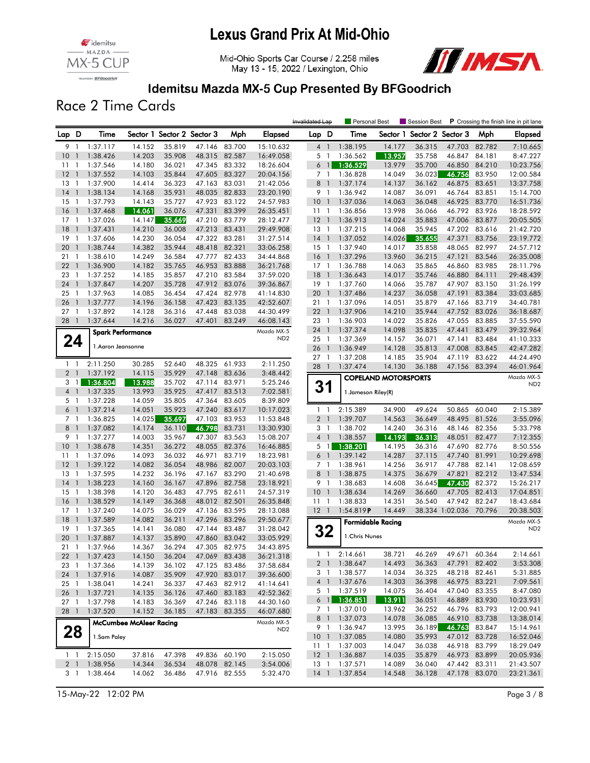# Lexus Grand Prix At Mid-Ohio

Mid-Ohio Sports Car Course / 2.258 miles
May 13 - 15, 2022 / Lexington, Ohio

## Idemitsu Mazda MX-5 Cup Presented By BFGoodrich

## Race 2 Time Cards

~~Invalidated Lap~~ | Personal Best | Session Best | P Crossing the finish line in pit lane

(continued from previous page)

| Lap | D | Time | Sector 1 | Sector 2 | Sector 3 | Mph | Elapsed |
|---|---|---|---|---|---|---|---|
| 9 | 1 | 1:37.117 | 14.152 | 35.819 | 47.146 | 83.700 | 15:10.632 |
| 10 | 1 | 1:38.426 | 14.203 | 35.908 | 48.315 | 82.587 | 16:49.058 |
| 11 | 1 | 1:37.546 | 14.180 | 36.021 | 47.345 | 83.332 | 18:26.604 |
| 12 | 1 | 1:37.552 | 14.103 | 35.844 | 47.605 | 83.327 | 20:04.156 |
| 13 | 1 | 1:37.900 | 14.414 | 36.323 | 47.163 | 83.031 | 21:42.056 |
| 14 | 1 | 1:38.134 | 14.168 | 35.931 | 48.035 | 82.833 | 23:20.190 |
| 15 | 1 | 1:37.793 | 14.143 | 35.727 | 47.923 | 83.122 | 24:57.983 |
| 16 | 1 | 1:37.468 | 14.061 | 36.076 | 47.331 | 83.399 | 26:35.451 |
| 17 | 1 | 1:37.026 | 14.147 | 35.669 | 47.210 | 83.779 | 28:12.477 |
| 18 | 1 | 1:37.431 | 14.210 | 36.008 | 47.213 | 83.431 | 29:49.908 |
| 19 | 1 | 1:37.606 | 14.230 | 36.054 | 47.322 | 83.281 | 31:27.514 |
| 20 | 1 | 1:38.744 | 14.382 | 35.944 | 48.418 | 82.321 | 33:06.258 |
| 21 | 1 | 1:38.610 | 14.249 | 36.584 | 47.777 | 82.433 | 34:44.868 |
| 22 | 1 | 1:36.900 | 14.182 | 35.765 | 46.953 | 83.888 | 36:21.768 |
| 23 | 1 | 1:37.252 | 14.185 | 35.857 | 47.210 | 83.584 | 37:59.020 |
| 24 | 1 | 1:37.847 | 14.207 | 35.728 | 47.912 | 83.076 | 39:36.867 |
| 25 | 1 | 1:37.963 | 14.085 | 36.454 | 47.424 | 82.978 | 41:14.830 |
| 26 | 1 | 1:37.777 | 14.196 | 36.158 | 47.423 | 83.135 | 42:52.607 |
| 27 | 1 | 1:37.892 | 14.128 | 36.316 | 47.448 | 83.038 | 44:30.499 |
| 28 | 1 | 1:37.644 | 14.216 | 36.027 | 47.401 | 83.249 | 46:08.143 |

### 24 — Spark Performance (Mazda MX-5 ND2)
1.Aaron Jeansonne

| Lap | D | Time | Sector 1 | Sector 2 | Sector 3 | Mph | Elapsed |
|---|---|---|---|---|---|---|---|
| 1 | 1 | 2:11.250 | 30.285 | 52.640 | 48.325 | 61.933 | 2:11.250 |
| 2 | 1 | 1:37.192 | 14.115 | 35.929 | 47.148 | 83.636 | 3:48.442 |
| 3 | 1 | 1:36.804 | 13.988 | 35.702 | 47.114 | 83.971 | 5:25.246 |
| 4 | 1 | 1:37.335 | 13.993 | 35.925 | 47.417 | 83.513 | 7:02.581 |
| 5 | 1 | 1:37.228 | 14.059 | 35.805 | 47.364 | 83.605 | 8:39.809 |
| 6 | 1 | 1:37.214 | 14.051 | 35.923 | 47.240 | 83.617 | 10:17.023 |
| 7 | 1 | 1:36.825 | 14.025 | 35.697 | 47.103 | 83.953 | 11:53.848 |
| 8 | 1 | 1:37.082 | 14.174 | 36.110 | 46.798 | 83.731 | 13:30.930 |
| 9 | 1 | 1:37.277 | 14.003 | 35.967 | 47.307 | 83.563 | 15:08.207 |
| 10 | 1 | 1:38.678 | 14.351 | 36.272 | 48.055 | 82.376 | 16:46.885 |
| 11 | 1 | 1:37.096 | 14.093 | 36.032 | 46.971 | 83.719 | 18:23.981 |
| 12 | 1 | 1:39.122 | 14.082 | 36.054 | 48.986 | 82.007 | 20:03.103 |
| 13 | 1 | 1:37.595 | 14.232 | 36.196 | 47.167 | 83.290 | 21:40.698 |
| 14 | 1 | 1:38.223 | 14.160 | 36.167 | 47.896 | 82.758 | 23:18.921 |
| 15 | 1 | 1:38.398 | 14.120 | 36.483 | 47.795 | 82.611 | 24:57.319 |
| 16 | 1 | 1:38.529 | 14.149 | 36.368 | 48.012 | 82.501 | 26:35.848 |
| 17 | 1 | 1:37.240 | 14.075 | 36.029 | 47.136 | 83.595 | 28:13.088 |
| 18 | 1 | 1:37.589 | 14.082 | 36.211 | 47.296 | 83.296 | 29:50.677 |
| 19 | 1 | 1:37.365 | 14.141 | 36.080 | 47.144 | 83.487 | 31:28.042 |
| 20 | 1 | 1:37.887 | 14.137 | 35.890 | 47.860 | 83.042 | 33:05.929 |
| 21 | 1 | 1:37.966 | 14.367 | 36.294 | 47.305 | 82.975 | 34:43.895 |
| 22 | 1 | 1:37.423 | 14.150 | 36.204 | 47.069 | 83.438 | 36:21.318 |
| 23 | 1 | 1:37.366 | 14.139 | 36.102 | 47.125 | 83.486 | 37:58.684 |
| 24 | 1 | 1:37.916 | 14.087 | 35.909 | 47.920 | 83.017 | 39:36.600 |
| 25 | 1 | 1:38.041 | 14.241 | 36.337 | 47.463 | 82.912 | 41:14.641 |
| 26 | 1 | 1:37.721 | 14.135 | 36.126 | 47.460 | 83.183 | 42:52.362 |
| 27 | 1 | 1:37.798 | 14.183 | 36.369 | 47.246 | 83.118 | 44:30.160 |
| 28 | 1 | 1:37.520 | 14.152 | 36.185 | 47.183 | 83.355 | 46:07.680 |

### 28 — McCumbee McAleer Racing (Mazda MX-5 ND2)
1.Sam Paley

| Lap | D | Time | Sector 1 | Sector 2 | Sector 3 | Mph | Elapsed |
|---|---|---|---|---|---|---|---|
| 1 | 1 | 2:15.050 | 37.816 | 47.398 | 49.836 | 60.190 | 2:15.050 |
| 2 | 1 | 1:38.956 | 14.344 | 36.534 | 48.078 | 82.145 | 3:54.006 |
| 3 | 1 | 1:38.464 | 14.062 | 36.486 | 47.916 | 82.555 | 5:32.470 |
| 4 | 1 | 1:38.195 | 14.177 | 36.315 | 47.703 | 82.782 | 7:10.665 |
| 5 | 1 | 1:36.562 | 13.957 | 35.758 | 46.847 | 84.181 | 8:47.227 |
| 6 | 1 | 1:36.529 | 13.979 | 35.700 | 46.850 | 84.210 | 10:23.756 |
| 7 | 1 | 1:36.828 | 14.049 | 36.023 | 46.756 | 83.950 | 12:00.584 |
| 8 | 1 | 1:37.174 | 14.137 | 36.162 | 46.875 | 83.651 | 13:37.758 |
| 9 | 1 | 1:36.942 | 14.087 | 36.091 | 46.764 | 83.851 | 15:14.700 |
| 10 | 1 | 1:37.036 | 14.063 | 36.048 | 46.925 | 83.770 | 16:51.736 |
| 11 | 1 | 1:36.856 | 13.998 | 36.066 | 46.792 | 83.926 | 18:28.592 |
| 12 | 1 | 1:36.913 | 14.024 | 35.883 | 47.006 | 83.877 | 20:05.505 |
| 13 | 1 | 1:37.215 | 14.068 | 35.945 | 47.202 | 83.616 | 21:42.720 |
| 14 | 1 | 1:37.052 | 14.026 | 35.655 | 47.371 | 83.756 | 23:19.772 |
| 15 | 1 | 1:37.940 | 14.017 | 35.858 | 48.065 | 82.997 | 24:57.712 |
| 16 | 1 | 1:37.296 | 13.960 | 36.215 | 47.121 | 83.546 | 26:35.008 |
| 17 | 1 | 1:36.788 | 14.063 | 35.865 | 46.860 | 83.985 | 28:11.796 |
| 18 | 1 | 1:36.643 | 14.017 | 35.746 | 46.880 | 84.111 | 29:48.439 |
| 19 | 1 | 1:37.760 | 14.066 | 35.787 | 47.907 | 83.150 | 31:26.199 |
| 20 | 1 | 1:37.486 | 14.237 | 36.058 | 47.191 | 83.384 | 33:03.685 |
| 21 | 1 | 1:37.096 | 14.051 | 35.879 | 47.166 | 83.719 | 34:40.781 |
| 22 | 1 | 1:37.906 | 14.210 | 35.944 | 47.752 | 83.026 | 36:18.687 |
| 23 | 1 | 1:36.903 | 14.022 | 35.826 | 47.055 | 83.885 | 37:55.590 |
| 24 | 1 | 1:37.374 | 14.098 | 35.835 | 47.441 | 83.479 | 39:32.964 |
| 25 | 1 | 1:37.369 | 14.157 | 36.071 | 47.141 | 83.484 | 41:10.333 |
| 26 | 1 | 1:36.949 | 14.128 | 35.813 | 47.008 | 83.845 | 42:47.282 |
| 27 | 1 | 1:37.208 | 14.185 | 35.904 | 47.119 | 83.622 | 44:24.490 |
| 28 | 1 | 1:37.474 | 14.130 | 36.188 | 47.156 | 83.394 | 46:01.964 |

### 31 — COPELAND MOTORSPORTS (Mazda MX-5 ND2)
1.Jameson Riley(R)

| Lap | D | Time | Sector 1 | Sector 2 | Sector 3 | Mph | Elapsed |
|---|---|---|---|---|---|---|---|
| 1 | 1 | 2:15.389 | 34.900 | 49.624 | 50.865 | 60.040 | 2:15.389 |
| 2 | 1 | 1:39.707 | 14.563 | 36.649 | 48.495 | 81.526 | 3:55.096 |
| 3 | 1 | 1:38.702 | 14.240 | 36.316 | 48.146 | 82.356 | 5:33.798 |
| 4 | 1 | 1:38.557 | 14.193 | 36.313 | 48.051 | 82.477 | 7:12.355 |
| 5 | 1 | 1:38.201 | 14.195 | 36.316 | 47.690 | 82.776 | 8:50.556 |
| 6 | 1 | 1:39.142 | 14.287 | 37.115 | 47.740 | 81.991 | 10:29.698 |
| 7 | 1 | 1:38.961 | 14.256 | 36.917 | 47.788 | 82.141 | 12:08.659 |
| 8 | 1 | 1:38.875 | 14.375 | 36.679 | 47.821 | 82.212 | 13:47.534 |
| 9 | 1 | 1:38.683 | 14.608 | 36.645 | 47.430 | 82.372 | 15:26.217 |
| 10 | 1 | 1:38.634 | 14.269 | 36.660 | 47.705 | 82.413 | 17:04.851 |
| 11 | 1 | 1:38.833 | 14.351 | 36.540 | 47.942 | 82.247 | 18:43.684 |
| 12 | 1 | 1:54.819 P | 14.449 | 38.334 | 1:02.036 | 70.796 | 20:38.503 |

### 32 — Formidable Racing (Mazda MX-5 ND2)
1.Chris Nunes

| Lap | D | Time | Sector 1 | Sector 2 | Sector 3 | Mph | Elapsed |
|---|---|---|---|---|---|---|---|
| 1 | 1 | 2:14.661 | 38.721 | 46.269 | 49.671 | 60.364 | 2:14.661 |
| 2 | 1 | 1:38.647 | 14.493 | 36.363 | 47.791 | 82.402 | 3:53.308 |
| 3 | 1 | 1:38.577 | 14.034 | 36.325 | 48.218 | 82.461 | 5:31.885 |
| 4 | 1 | 1:37.676 | 14.303 | 36.398 | 46.975 | 83.221 | 7:09.561 |
| 5 | 1 | 1:37.519 | 14.075 | 36.404 | 47.040 | 83.355 | 8:47.080 |
| 6 | 1 | 1:36.851 | 13.911 | 36.051 | 46.889 | 83.930 | 10:23.931 |
| 7 | 1 | 1:37.010 | 13.962 | 36.252 | 46.796 | 83.793 | 12:00.941 |
| 8 | 1 | 1:37.073 | 14.078 | 36.085 | 46.910 | 83.738 | 13:38.014 |
| 9 | 1 | 1:36.947 | 13.995 | 36.189 | 46.763 | 83.847 | 15:14.961 |
| 10 | 1 | 1:37.085 | 14.080 | 35.993 | 47.012 | 83.728 | 16:52.046 |
| 11 | 1 | 1:37.003 | 14.047 | 36.038 | 46.918 | 83.799 | 18:29.049 |
| 12 | 1 | 1:36.887 | 14.035 | 35.879 | 46.973 | 83.899 | 20:05.936 |
| 13 | 1 | 1:37.571 | 14.089 | 36.040 | 47.442 | 83.311 | 21:43.507 |
| 14 | 1 | 1:37.854 | 14.548 | 36.128 | 47.178 | 83.070 | 23:21.361 |

15-May-22 12:02 PM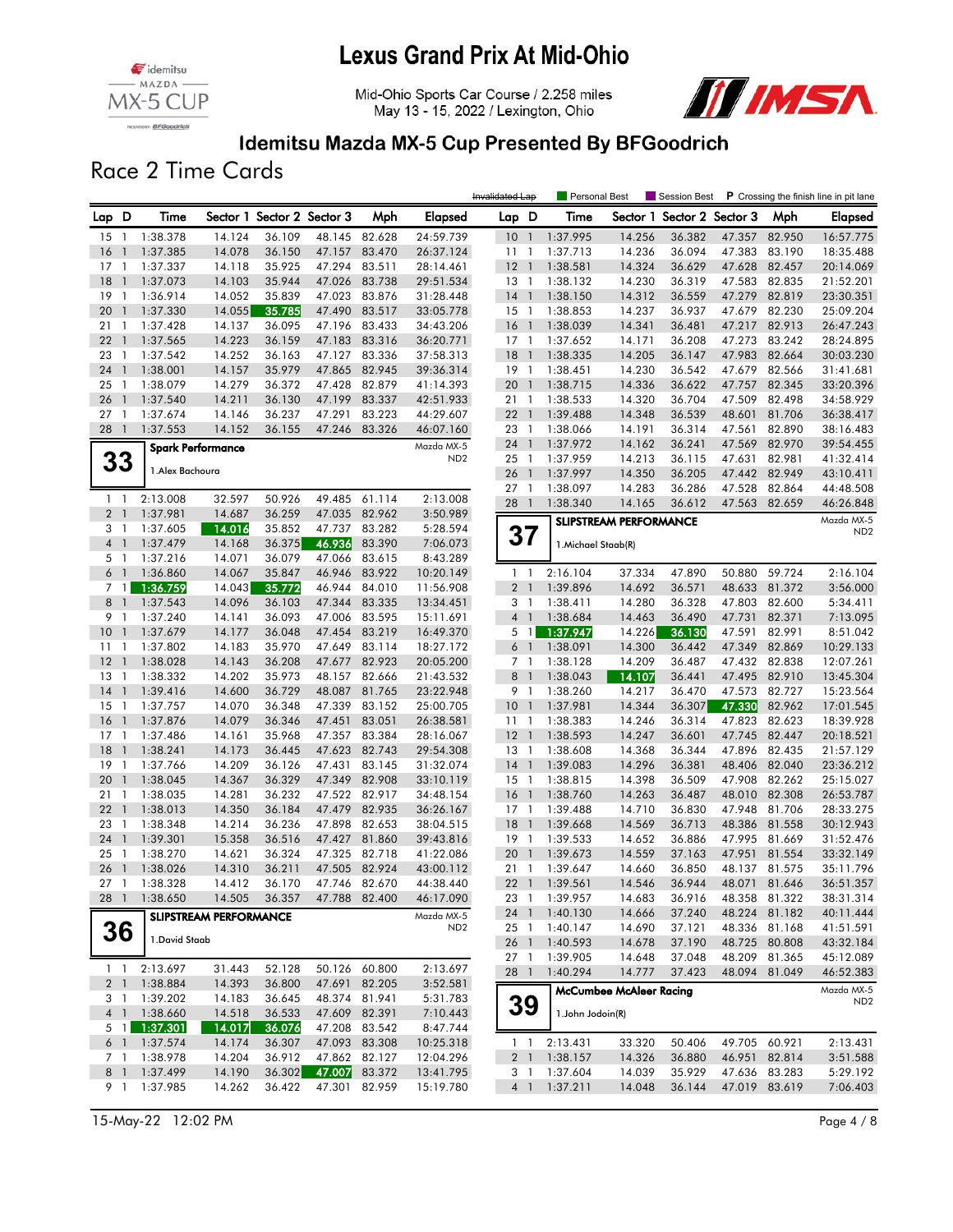# Lexus Grand Prix At Mid-Ohio

Mid-Ohio Sports Car Course / 2.258 miles
May 13 - 15, 2022 / Lexington, Ohio

## Idemitsu Mazda MX-5 Cup Presented By BFGoodrich

## Race 2 Time Cards

Invalidated Lap | Personal Best | Session Best | P Crossing the finish line in pit lane

| Lap | D | Time | Sector 1 | Sector 2 | Sector 3 | Mph | Elapsed |
|---|---|---|---|---|---|---|---|
| 15 | 1 | 1:38.378 | 14.124 | 36.109 | 48.145 | 82.628 | 24:59.739 |
| 16 | 1 | 1:37.385 | 14.078 | 36.150 | 47.157 | 83.470 | 26:37.124 |
| 17 | 1 | 1:37.337 | 14.118 | 35.925 | 47.294 | 83.511 | 28:14.461 |
| 18 | 1 | 1:37.073 | 14.103 | 35.944 | 47.026 | 83.738 | 29:51.534 |
| 19 | 1 | 1:36.914 | 14.052 | 35.839 | 47.023 | 83.876 | 31:28.448 |
| 20 | 1 | 1:37.330 | 14.055 | 35.785 | 47.490 | 83.517 | 33:05.778 |
| 21 | 1 | 1:37.428 | 14.137 | 36.095 | 47.196 | 83.433 | 34:43.206 |
| 22 | 1 | 1:37.565 | 14.223 | 36.159 | 47.183 | 83.316 | 36:20.771 |
| 23 | 1 | 1:37.542 | 14.252 | 36.163 | 47.127 | 83.336 | 37:58.313 |
| 24 | 1 | 1:38.001 | 14.157 | 35.979 | 47.865 | 82.945 | 39:36.314 |
| 25 | 1 | 1:38.079 | 14.279 | 36.372 | 47.428 | 82.879 | 41:14.393 |
| 26 | 1 | 1:37.540 | 14.211 | 36.130 | 47.199 | 83.337 | 42:51.933 |
| 27 | 1 | 1:37.674 | 14.146 | 36.237 | 47.291 | 83.223 | 44:29.607 |
| 28 | 1 | 1:37.553 | 14.152 | 36.155 | 47.246 | 83.326 | 46:07.160 |

### 33 — Spark Performance — Mazda MX-5 ND2

1.Alex Bachoura

| Lap | D | Time | Sector 1 | Sector 2 | Sector 3 | Mph | Elapsed |
|---|---|---|---|---|---|---|---|
| 1 | 1 | 2:13.008 | 32.597 | 50.926 | 49.485 | 61.114 | 2:13.008 |
| 2 | 1 | 1:37.981 | 14.687 | 36.259 | 47.035 | 82.962 | 3:50.989 |
| 3 | 1 | 1:37.605 | 14.016 | 35.852 | 47.737 | 83.282 | 5:28.594 |
| 4 | 1 | 1:37.479 | 14.168 | 36.375 | 46.936 | 83.390 | 7:06.073 |
| 5 | 1 | 1:37.216 | 14.071 | 36.079 | 47.066 | 83.615 | 8:43.289 |
| 6 | 1 | 1:36.860 | 14.067 | 35.847 | 46.946 | 83.922 | 10:20.149 |
| 7 | 1 | 1:36.759 | 14.043 | 35.772 | 46.944 | 84.010 | 11:56.908 |
| 8 | 1 | 1:37.543 | 14.096 | 36.103 | 47.344 | 83.335 | 13:34.451 |
| 9 | 1 | 1:37.240 | 14.141 | 36.093 | 47.006 | 83.595 | 15:11.691 |
| 10 | 1 | 1:37.679 | 14.177 | 36.048 | 47.454 | 83.219 | 16:49.370 |
| 11 | 1 | 1:37.802 | 14.183 | 35.970 | 47.649 | 83.114 | 18:27.172 |
| 12 | 1 | 1:38.028 | 14.143 | 36.208 | 47.677 | 82.923 | 20:05.200 |
| 13 | 1 | 1:38.332 | 14.202 | 35.973 | 48.157 | 82.666 | 21:43.532 |
| 14 | 1 | 1:39.416 | 14.600 | 36.729 | 48.087 | 81.765 | 23:22.948 |
| 15 | 1 | 1:37.757 | 14.070 | 36.348 | 47.339 | 83.152 | 25:00.705 |
| 16 | 1 | 1:37.876 | 14.079 | 36.346 | 47.451 | 83.051 | 26:38.581 |
| 17 | 1 | 1:37.486 | 14.161 | 35.968 | 47.357 | 83.384 | 28:16.067 |
| 18 | 1 | 1:38.241 | 14.173 | 36.445 | 47.623 | 82.743 | 29:54.308 |
| 19 | 1 | 1:37.766 | 14.209 | 36.126 | 47.431 | 83.145 | 31:32.074 |
| 20 | 1 | 1:38.045 | 14.367 | 36.329 | 47.349 | 82.908 | 33:10.119 |
| 21 | 1 | 1:38.035 | 14.281 | 36.232 | 47.522 | 82.917 | 34:48.154 |
| 22 | 1 | 1:38.013 | 14.350 | 36.184 | 47.479 | 82.935 | 36:26.167 |
| 23 | 1 | 1:38.348 | 14.214 | 36.236 | 47.898 | 82.653 | 38:04.515 |
| 24 | 1 | 1:39.301 | 15.358 | 36.516 | 47.427 | 81.860 | 39:43.816 |
| 25 | 1 | 1:38.270 | 14.621 | 36.324 | 47.325 | 82.718 | 41:22.086 |
| 26 | 1 | 1:38.026 | 14.310 | 36.211 | 47.505 | 82.924 | 43:00.112 |
| 27 | 1 | 1:38.328 | 14.412 | 36.170 | 47.746 | 82.670 | 44:38.440 |
| 28 | 1 | 1:38.650 | 14.505 | 36.357 | 47.788 | 82.400 | 46:17.090 |

### 36 — SLIPSTREAM PERFORMANCE — Mazda MX-5 ND2

1.David Staab

| Lap | D | Time | Sector 1 | Sector 2 | Sector 3 | Mph | Elapsed |
|---|---|---|---|---|---|---|---|
| 1 | 1 | 2:13.697 | 31.443 | 52.128 | 50.126 | 60.800 | 2:13.697 |
| 2 | 1 | 1:38.884 | 14.393 | 36.800 | 47.691 | 82.205 | 3:52.581 |
| 3 | 1 | 1:39.202 | 14.183 | 36.645 | 48.374 | 81.941 | 5:31.783 |
| 4 | 1 | 1:38.660 | 14.518 | 36.533 | 47.609 | 82.391 | 7:10.443 |
| 5 | 1 | 1:37.301 | 14.017 | 36.076 | 47.208 | 83.542 | 8:47.744 |
| 6 | 1 | 1:37.574 | 14.174 | 36.307 | 47.093 | 83.308 | 10:25.318 |
| 7 | 1 | 1:38.978 | 14.204 | 36.912 | 47.862 | 82.127 | 12:04.296 |
| 8 | 1 | 1:37.499 | 14.190 | 36.302 | 47.007 | 83.372 | 13:41.795 |
| 9 | 1 | 1:37.985 | 14.262 | 36.422 | 47.301 | 82.959 | 15:19.780 |
| 10 | 1 | 1:37.995 | 14.256 | 36.382 | 47.357 | 82.950 | 16:57.775 |
| 11 | 1 | 1:37.713 | 14.236 | 36.094 | 47.383 | 83.190 | 18:35.488 |
| 12 | 1 | 1:38.581 | 14.324 | 36.629 | 47.628 | 82.457 | 20:14.069 |
| 13 | 1 | 1:38.132 | 14.230 | 36.319 | 47.583 | 82.835 | 21:52.201 |
| 14 | 1 | 1:38.150 | 14.312 | 36.559 | 47.279 | 82.819 | 23:30.351 |
| 15 | 1 | 1:38.853 | 14.237 | 36.937 | 47.679 | 82.230 | 25:09.204 |
| 16 | 1 | 1:38.039 | 14.341 | 36.481 | 47.217 | 82.913 | 26:47.243 |
| 17 | 1 | 1:37.652 | 14.171 | 36.208 | 47.273 | 83.242 | 28:24.895 |
| 18 | 1 | 1:38.335 | 14.205 | 36.147 | 47.983 | 82.664 | 30:03.230 |
| 19 | 1 | 1:38.451 | 14.230 | 36.542 | 47.679 | 82.566 | 31:41.681 |
| 20 | 1 | 1:38.715 | 14.336 | 36.622 | 47.757 | 82.345 | 33:20.396 |
| 21 | 1 | 1:38.533 | 14.320 | 36.704 | 47.509 | 82.498 | 34:58.929 |
| 22 | 1 | 1:39.488 | 14.348 | 36.539 | 48.601 | 81.706 | 36:38.417 |
| 23 | 1 | 1:38.066 | 14.191 | 36.314 | 47.561 | 82.890 | 38:16.483 |
| 24 | 1 | 1:37.972 | 14.162 | 36.241 | 47.569 | 82.970 | 39:54.455 |
| 25 | 1 | 1:37.959 | 14.213 | 36.115 | 47.631 | 82.981 | 41:32.414 |
| 26 | 1 | 1:37.997 | 14.350 | 36.205 | 47.442 | 82.949 | 43:10.411 |
| 27 | 1 | 1:38.097 | 14.283 | 36.286 | 47.528 | 82.864 | 44:48.508 |
| 28 | 1 | 1:38.340 | 14.165 | 36.612 | 47.563 | 82.659 | 46:26.848 |

### 37 — SLIPSTREAM PERFORMANCE — Mazda MX-5 ND2

1.Michael Staab(R)

| Lap | D | Time | Sector 1 | Sector 2 | Sector 3 | Mph | Elapsed |
|---|---|---|---|---|---|---|---|
| 1 | 1 | 2:16.104 | 37.334 | 47.890 | 50.880 | 59.724 | 2:16.104 |
| 2 | 1 | 1:39.896 | 14.692 | 36.571 | 48.633 | 81.372 | 3:56.000 |
| 3 | 1 | 1:38.411 | 14.280 | 36.328 | 47.803 | 82.600 | 5:34.411 |
| 4 | 1 | 1:38.684 | 14.463 | 36.490 | 47.731 | 82.371 | 7:13.095 |
| 5 | 1 | 1:37.947 | 14.226 | 36.130 | 47.591 | 82.991 | 8:51.042 |
| 6 | 1 | 1:38.091 | 14.300 | 36.442 | 47.349 | 82.869 | 10:29.133 |
| 7 | 1 | 1:38.128 | 14.209 | 36.487 | 47.432 | 82.838 | 12:07.261 |
| 8 | 1 | 1:38.043 | 14.107 | 36.441 | 47.495 | 82.910 | 13:45.304 |
| 9 | 1 | 1:38.260 | 14.217 | 36.470 | 47.573 | 82.727 | 15:23.564 |
| 10 | 1 | 1:37.981 | 14.344 | 36.307 | 47.330 | 82.962 | 17:01.545 |
| 11 | 1 | 1:38.383 | 14.246 | 36.314 | 47.823 | 82.623 | 18:39.928 |
| 12 | 1 | 1:38.593 | 14.247 | 36.601 | 47.745 | 82.447 | 20:18.521 |
| 13 | 1 | 1:38.608 | 14.368 | 36.344 | 47.896 | 82.435 | 21:57.129 |
| 14 | 1 | 1:39.083 | 14.296 | 36.381 | 48.406 | 82.040 | 23:36.212 |
| 15 | 1 | 1:38.815 | 14.398 | 36.509 | 47.908 | 82.262 | 25:15.027 |
| 16 | 1 | 1:38.760 | 14.263 | 36.487 | 48.010 | 82.308 | 26:53.787 |
| 17 | 1 | 1:39.488 | 14.710 | 36.830 | 47.948 | 81.706 | 28:33.275 |
| 18 | 1 | 1:39.668 | 14.569 | 36.713 | 48.386 | 81.558 | 30:12.943 |
| 19 | 1 | 1:39.533 | 14.652 | 36.886 | 47.995 | 81.669 | 31:52.476 |
| 20 | 1 | 1:39.673 | 14.559 | 37.163 | 47.951 | 81.554 | 33:32.149 |
| 21 | 1 | 1:39.647 | 14.660 | 36.850 | 48.137 | 81.575 | 35:11.796 |
| 22 | 1 | 1:39.561 | 14.546 | 36.944 | 48.071 | 81.646 | 36:51.357 |
| 23 | 1 | 1:39.957 | 14.683 | 36.916 | 48.358 | 81.322 | 38:31.314 |
| 24 | 1 | 1:40.130 | 14.666 | 37.240 | 48.224 | 81.182 | 40:11.444 |
| 25 | 1 | 1:40.147 | 14.690 | 37.121 | 48.336 | 81.168 | 41:51.591 |
| 26 | 1 | 1:40.593 | 14.678 | 37.190 | 48.725 | 80.808 | 43:32.184 |
| 27 | 1 | 1:39.905 | 14.648 | 37.048 | 48.209 | 81.365 | 45:12.089 |
| 28 | 1 | 1:40.294 | 14.777 | 37.423 | 48.094 | 81.049 | 46:52.383 |

### 39 — McCumbee McAleer Racing — Mazda MX-5 ND2

1.John Jodoin(R)

| Lap | D | Time | Sector 1 | Sector 2 | Sector 3 | Mph | Elapsed |
|---|---|---|---|---|---|---|---|
| 1 | 1 | 2:13.431 | 33.320 | 50.406 | 49.705 | 60.921 | 2:13.431 |
| 2 | 1 | 1:38.157 | 14.326 | 36.880 | 46.951 | 82.814 | 3:51.588 |
| 3 | 1 | 1:37.604 | 14.039 | 35.929 | 47.636 | 83.283 | 5:29.192 |
| 4 | 1 | 1:37.211 | 14.048 | 36.144 | 47.019 | 83.619 | 7:06.403 |

15-May-22 12:02 PM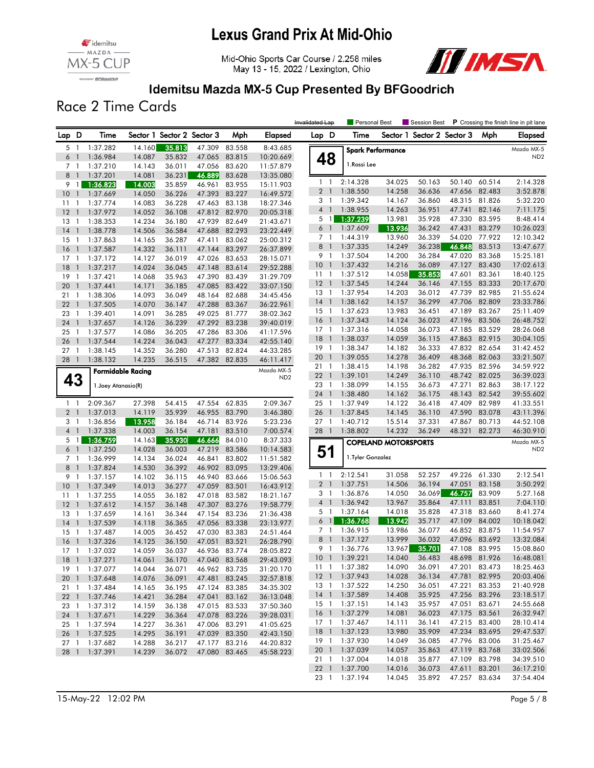# Lexus Grand Prix At Mid-Ohio

Mid-Ohio Sports Car Course / 2.258 miles
May 13 - 15, 2022 / Lexington, Ohio

## Idemitsu Mazda MX-5 Cup Presented By BFGoodrich

### Race 2 Time Cards

Legend: Invalidated Lap | Personal Best | Session Best | P Crossing the finish line in pit lane

(continued)

| Lap | D | Time | Sector 1 | Sector 2 | Sector 3 | Mph | Elapsed |
|---|---|---|---|---|---|---|---|
| 5 | 1 | 1:37.282 | 14.160 | 35.813 | 47.309 | 83.558 | 8:43.685 |
| 6 | 1 | 1:36.984 | 14.087 | 35.832 | 47.065 | 83.815 | 10:20.669 |
| 7 | 1 | 1:37.210 | 14.143 | 36.011 | 47.056 | 83.620 | 11:57.879 |
| 8 | 1 | 1:37.201 | 14.081 | 36.231 | 46.889 | 83.628 | 13:35.080 |
| 9 | 1 | 1:36.823 | 14.003 | 35.859 | 46.961 | 83.955 | 15:11.903 |
| 10 | 1 | 1:37.669 | 14.050 | 36.226 | 47.393 | 83.227 | 16:49.572 |
| 11 | 1 | 1:37.774 | 14.083 | 36.228 | 47.463 | 83.138 | 18:27.346 |
| 12 | 1 | 1:37.972 | 14.052 | 36.108 | 47.812 | 82.970 | 20:05.318 |
| 13 | 1 | 1:38.353 | 14.234 | 36.180 | 47.939 | 82.649 | 21:43.671 |
| 14 | 1 | 1:38.778 | 14.506 | 36.584 | 47.688 | 82.293 | 23:22.449 |
| 15 | 1 | 1:37.863 | 14.165 | 36.287 | 47.411 | 83.062 | 25:00.312 |
| 16 | 1 | 1:37.587 | 14.332 | 36.111 | 47.144 | 83.297 | 26:37.899 |
| 17 | 1 | 1:37.172 | 14.127 | 36.019 | 47.026 | 83.653 | 28:15.071 |
| 18 | 1 | 1:37.217 | 14.024 | 36.045 | 47.148 | 83.614 | 29:52.288 |
| 19 | 1 | 1:37.421 | 14.068 | 35.963 | 47.390 | 83.439 | 31:29.709 |
| 20 | 1 | 1:37.441 | 14.171 | 36.185 | 47.085 | 83.422 | 33:07.150 |
| 21 | 1 | 1:38.306 | 14.093 | 36.049 | 48.164 | 82.688 | 34:45.456 |
| 22 | 1 | 1:37.505 | 14.070 | 36.147 | 47.288 | 83.367 | 36:22.961 |
| 23 | 1 | 1:39.401 | 14.091 | 36.285 | 49.025 | 81.777 | 38:02.362 |
| 24 | 1 | 1:37.657 | 14.126 | 36.239 | 47.292 | 83.238 | 39:40.019 |
| 25 | 1 | 1:37.577 | 14.086 | 36.205 | 47.286 | 83.306 | 41:17.596 |
| 26 | 1 | 1:37.544 | 14.224 | 36.043 | 47.277 | 83.334 | 42:55.140 |
| 27 | 1 | 1:38.145 | 14.352 | 36.280 | 47.513 | 82.824 | 44:33.285 |
| 28 | 1 | 1:38.132 | 14.235 | 36.515 | 47.382 | 82.835 | 46:11.417 |

**43** — **Formidable Racing** — Mazda MX-5 ND2
1.Joey Atanasio(R)

| Lap | D | Time | Sector 1 | Sector 2 | Sector 3 | Mph | Elapsed |
|---|---|---|---|---|---|---|---|
| 1 | 1 | 2:09.367 | 27.398 | 54.415 | 47.554 | 62.835 | 2:09.367 |
| 2 | 1 | 1:37.013 | 14.119 | 35.939 | 46.955 | 83.790 | 3:46.380 |
| 3 | 1 | 1:36.856 | 13.958 | 36.184 | 46.714 | 83.926 | 5:23.236 |
| 4 | 1 | 1:37.338 | 14.003 | 36.154 | 47.181 | 83.510 | 7:00.574 |
| 5 | 1 | 1:36.759 | 14.163 | 35.930 | 46.666 | 84.010 | 8:37.333 |
| 6 | 1 | 1:37.250 | 14.028 | 36.003 | 47.219 | 83.586 | 10:14.583 |
| 7 | 1 | 1:36.999 | 14.134 | 36.024 | 46.841 | 83.802 | 11:51.582 |
| 8 | 1 | 1:37.824 | 14.530 | 36.392 | 46.902 | 83.095 | 13:29.406 |
| 9 | 1 | 1:37.157 | 14.102 | 36.115 | 46.940 | 83.666 | 15:06.563 |
| 10 | 1 | 1:37.349 | 14.013 | 36.277 | 47.059 | 83.501 | 16:43.912 |
| 11 | 1 | 1:37.255 | 14.055 | 36.182 | 47.018 | 83.582 | 18:21.167 |
| 12 | 1 | 1:37.612 | 14.157 | 36.148 | 47.307 | 83.276 | 19:58.779 |
| 13 | 1 | 1:37.659 | 14.161 | 36.344 | 47.154 | 83.236 | 21:36.438 |
| 14 | 1 | 1:37.539 | 14.118 | 36.365 | 47.056 | 83.338 | 23:13.977 |
| 15 | 1 | 1:37.487 | 14.005 | 36.452 | 47.030 | 83.383 | 24:51.464 |
| 16 | 1 | 1:37.326 | 14.125 | 36.150 | 47.051 | 83.521 | 26:28.790 |
| 17 | 1 | 1:37.032 | 14.059 | 36.037 | 46.936 | 83.774 | 28:05.822 |
| 18 | 1 | 1:37.271 | 14.061 | 36.170 | 47.040 | 83.568 | 29:43.093 |
| 19 | 1 | 1:37.077 | 14.044 | 36.071 | 46.962 | 83.735 | 31:20.170 |
| 20 | 1 | 1:37.648 | 14.076 | 36.091 | 47.481 | 83.245 | 32:57.818 |
| 21 | 1 | 1:37.484 | 14.165 | 36.195 | 47.124 | 83.385 | 34:35.302 |
| 22 | 1 | 1:37.746 | 14.421 | 36.284 | 47.041 | 83.162 | 36:13.048 |
| 23 | 1 | 1:37.312 | 14.159 | 36.138 | 47.015 | 83.533 | 37:50.360 |
| 24 | 1 | 1:37.671 | 14.229 | 36.364 | 47.078 | 83.226 | 39:28.031 |
| 25 | 1 | 1:37.594 | 14.227 | 36.361 | 47.006 | 83.291 | 41:05.625 |
| 26 | 1 | 1:37.525 | 14.295 | 36.191 | 47.039 | 83.350 | 42:43.150 |
| 27 | 1 | 1:37.682 | 14.288 | 36.217 | 47.177 | 83.216 | 44:20.832 |
| 28 | 1 | 1:37.391 | 14.239 | 36.072 | 47.080 | 83.465 | 45:58.223 |

**48** — **Spark Performance** — Mazda MX-5 ND2
1.Rossi Lee

| Lap | D | Time | Sector 1 | Sector 2 | Sector 3 | Mph | Elapsed |
|---|---|---|---|---|---|---|---|
| 1 | 1 | 2:14.328 | 34.025 | 50.163 | 50.140 | 60.514 | 2:14.328 |
| 2 | 1 | 1:38.550 | 14.258 | 36.636 | 47.656 | 82.483 | 3:52.878 |
| 3 | 1 | 1:39.342 | 14.167 | 36.860 | 48.315 | 81.826 | 5:32.220 |
| 4 | 1 | 1:38.955 | 14.263 | 36.951 | 47.741 | 82.146 | 7:11.175 |
| 5 | 1 | 1:37.239 | 13.981 | 35.928 | 47.330 | 83.595 | 8:48.414 |
| 6 | 1 | 1:37.609 | 13.936 | 36.242 | 47.431 | 83.279 | 10:26.023 |
| 7 | 1 | 1:44.319 | 13.960 | 36.339 | 54.020 | 77.922 | 12:10.342 |
| 8 | 1 | 1:37.335 | 14.249 | 36.238 | 46.848 | 83.513 | 13:47.677 |
| 9 | 1 | 1:37.504 | 14.200 | 36.284 | 47.020 | 83.368 | 15:25.181 |
| 10 | 1 | 1:37.432 | 14.216 | 36.089 | 47.127 | 83.430 | 17:02.613 |
| 11 | 1 | 1:37.512 | 14.058 | 35.853 | 47.601 | 83.361 | 18:40.125 |
| 12 | 1 | 1:37.545 | 14.244 | 36.146 | 47.155 | 83.333 | 20:17.670 |
| 13 | 1 | 1:37.954 | 14.203 | 36.012 | 47.739 | 82.985 | 21:55.624 |
| 14 | 1 | 1:38.162 | 14.157 | 36.299 | 47.706 | 82.809 | 23:33.786 |
| 15 | 1 | 1:37.623 | 13.983 | 36.451 | 47.189 | 83.267 | 25:11.409 |
| 16 | 1 | 1:37.343 | 14.124 | 36.023 | 47.196 | 83.506 | 26:48.752 |
| 17 | 1 | 1:37.316 | 14.058 | 36.073 | 47.185 | 83.529 | 28:26.068 |
| 18 | 1 | 1:38.037 | 14.059 | 36.115 | 47.863 | 82.915 | 30:04.105 |
| 19 | 1 | 1:38.347 | 14.182 | 36.333 | 47.832 | 82.654 | 31:42.452 |
| 20 | 1 | 1:39.055 | 14.278 | 36.409 | 48.368 | 82.063 | 33:21.507 |
| 21 | 1 | 1:38.415 | 14.198 | 36.282 | 47.935 | 82.596 | 34:59.922 |
| 22 | 1 | 1:39.101 | 14.249 | 36.110 | 48.742 | 82.025 | 36:39.023 |
| 23 | 1 | 1:38.099 | 14.155 | 36.673 | 47.271 | 82.863 | 38:17.122 |
| 24 | 1 | 1:38.480 | 14.162 | 36.175 | 48.143 | 82.542 | 39:55.602 |
| 25 | 1 | 1:37.949 | 14.122 | 36.418 | 47.409 | 82.989 | 41:33.551 |
| 26 | 1 | 1:37.845 | 14.145 | 36.110 | 47.590 | 83.078 | 43:11.396 |
| 27 | 1 | 1:40.712 | 15.514 | 37.331 | 47.867 | 80.713 | 44:52.108 |
| 28 | 1 | 1:38.802 | 14.232 | 36.249 | 48.321 | 82.273 | 46:30.910 |

**51** — **COPELAND MOTORSPORTS** — Mazda MX-5 ND2
1.Tyler Gonzalez

| Lap | D | Time | Sector 1 | Sector 2 | Sector 3 | Mph | Elapsed |
|---|---|---|---|---|---|---|---|
| 1 | 1 | 2:12.541 | 31.058 | 52.257 | 49.226 | 61.330 | 2:12.541 |
| 2 | 1 | 1:37.751 | 14.506 | 36.194 | 47.051 | 83.158 | 3:50.292 |
| 3 | 1 | 1:36.876 | 14.050 | 36.069 | 46.757 | 83.909 | 5:27.168 |
| 4 | 1 | 1:36.942 | 13.967 | 35.864 | 47.111 | 83.851 | 7:04.110 |
| 5 | 1 | 1:37.164 | 14.018 | 35.828 | 47.318 | 83.660 | 8:41.274 |
| 6 | 1 | 1:36.768 | 13.942 | 35.717 | 47.109 | 84.002 | 10:18.042 |
| 7 | 1 | 1:36.915 | 13.986 | 36.077 | 46.852 | 83.875 | 11:54.957 |
| 8 | 1 | 1:37.127 | 13.999 | 36.032 | 47.096 | 83.692 | 13:32.084 |
| 9 | 1 | 1:36.776 | 13.967 | 35.701 | 47.108 | 83.995 | 15:08.860 |
| 10 | 1 | 1:39.221 | 14.040 | 36.483 | 48.698 | 81.926 | 16:48.081 |
| 11 | 1 | 1:37.382 | 14.090 | 36.091 | 47.201 | 83.473 | 18:25.463 |
| 12 | 1 | 1:37.943 | 14.028 | 36.134 | 47.781 | 82.995 | 20:03.406 |
| 13 | 1 | 1:37.522 | 14.250 | 36.051 | 47.221 | 83.353 | 21:40.928 |
| 14 | 1 | 1:37.589 | 14.408 | 35.925 | 47.256 | 83.296 | 23:18.517 |
| 15 | 1 | 1:37.151 | 14.143 | 35.957 | 47.051 | 83.671 | 24:55.668 |
| 16 | 1 | 1:37.279 | 14.081 | 36.023 | 47.175 | 83.561 | 26:32.947 |
| 17 | 1 | 1:37.467 | 14.111 | 36.141 | 47.215 | 83.400 | 28:10.414 |
| 18 | 1 | 1:37.123 | 13.980 | 35.909 | 47.234 | 83.695 | 29:47.537 |
| 19 | 1 | 1:37.930 | 14.049 | 36.085 | 47.796 | 83.006 | 31:25.467 |
| 20 | 1 | 1:37.039 | 14.057 | 35.863 | 47.119 | 83.768 | 33:02.506 |
| 21 | 1 | 1:37.004 | 14.018 | 35.877 | 47.109 | 83.798 | 34:39.510 |
| 22 | 1 | 1:37.700 | 14.016 | 36.073 | 47.611 | 83.201 | 36:17.210 |
| 23 | 1 | 1:37.194 | 14.045 | 35.892 | 47.257 | 83.634 | 37:54.404 |

15-May-22 12:02 PM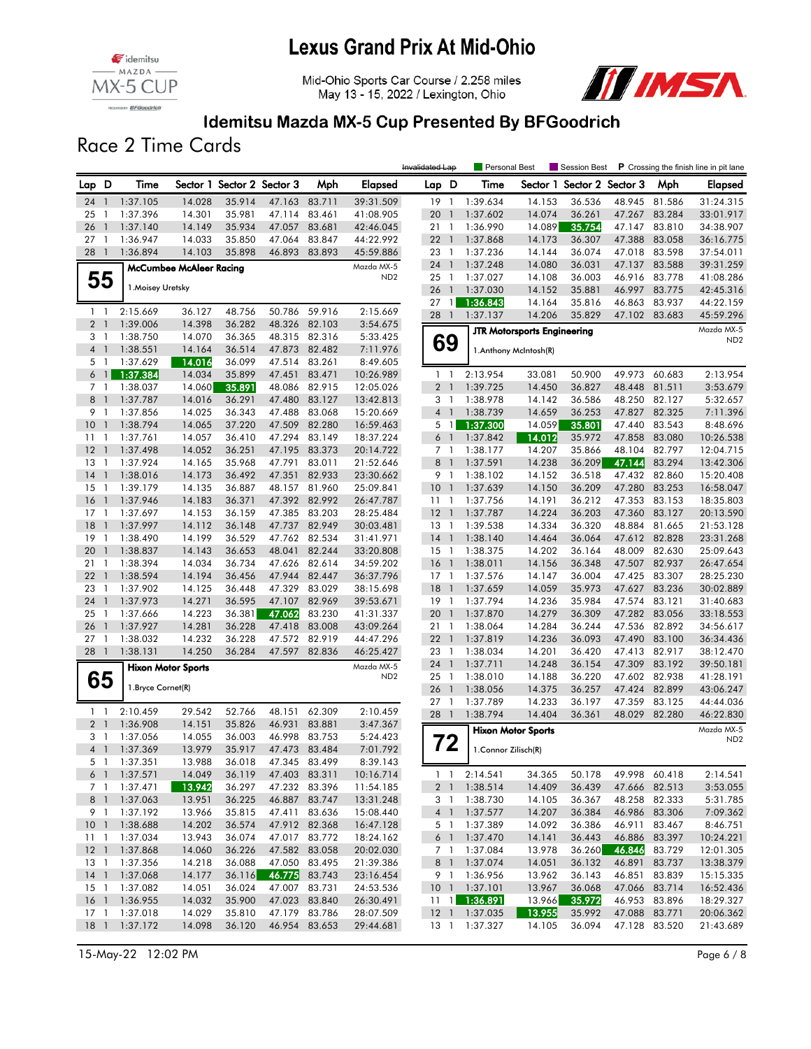# Lexus Grand Prix At Mid-Ohio

Mid-Ohio Sports Car Course / 2.258 miles
May 13 - 15, 2022 / Lexington, Ohio

## Idemitsu Mazda MX-5 Cup Presented By BFGoodrich

## Race 2 Time Cards

Invalidated Lap | Personal Best | Session Best | P Crossing the finish line in pit lane

| Lap | D | Time | Sector 1 | Sector 2 | Sector 3 | Mph | Elapsed |
|---|---|---|---|---|---|---|---|
| 24 | 1 | 1:37.105 | 14.028 | 35.914 | 47.163 | 83.711 | 39:31.509 |
| 25 | 1 | 1:37.396 | 14.301 | 35.981 | 47.114 | 83.461 | 41:08.905 |
| 26 | 1 | 1:37.140 | 14.149 | 35.934 | 47.057 | 83.681 | 42:46.045 |
| 27 | 1 | 1:36.947 | 14.033 | 35.850 | 47.064 | 83.847 | 44:22.992 |
| 28 | 1 | 1:36.894 | 14.103 | 35.898 | 46.893 | 83.893 | 45:59.886 |

### 55 — McCumbee McAleer Racing — Mazda MX-5 ND2
1.Moisey Uretsky

| Lap | D | Time | Sector 1 | Sector 2 | Sector 3 | Mph | Elapsed |
|---|---|---|---|---|---|---|---|
| 1 | 1 | 2:15.669 | 36.127 | 48.756 | 50.786 | 59.916 | 2:15.669 |
| 2 | 1 | 1:39.006 | 14.398 | 36.282 | 48.326 | 82.103 | 3:54.675 |
| 3 | 1 | 1:38.750 | 14.070 | 36.365 | 48.315 | 82.316 | 5:33.425 |
| 4 | 1 | 1:38.551 | 14.164 | 36.514 | 47.873 | 82.482 | 7:11.976 |
| 5 | 1 | 1:37.629 | 14.016 | 36.099 | 47.514 | 83.261 | 8:49.605 |
| 6 | 1 | 1:37.384 | 14.034 | 35.899 | 47.451 | 83.471 | 10:26.989 |
| 7 | 1 | 1:38.037 | 14.060 | 35.891 | 48.086 | 82.915 | 12:05.026 |
| 8 | 1 | 1:37.787 | 14.016 | 36.291 | 47.480 | 83.127 | 13:42.813 |
| 9 | 1 | 1:37.856 | 14.025 | 36.343 | 47.488 | 83.068 | 15:20.669 |
| 10 | 1 | 1:38.794 | 14.065 | 37.220 | 47.509 | 82.280 | 16:59.463 |
| 11 | 1 | 1:37.761 | 14.057 | 36.410 | 47.294 | 83.149 | 18:37.224 |
| 12 | 1 | 1:37.498 | 14.052 | 36.251 | 47.195 | 83.373 | 20:14.722 |
| 13 | 1 | 1:37.924 | 14.165 | 35.968 | 47.791 | 83.011 | 21:52.646 |
| 14 | 1 | 1:38.016 | 14.173 | 36.492 | 47.351 | 82.933 | 23:30.662 |
| 15 | 1 | 1:39.179 | 14.135 | 36.887 | 48.157 | 81.960 | 25:09.841 |
| 16 | 1 | 1:37.946 | 14.183 | 36.371 | 47.392 | 82.992 | 26:47.787 |
| 17 | 1 | 1:37.697 | 14.153 | 36.159 | 47.385 | 83.203 | 28:25.484 |
| 18 | 1 | 1:37.997 | 14.112 | 36.148 | 47.737 | 82.949 | 30:03.481 |
| 19 | 1 | 1:38.490 | 14.199 | 36.529 | 47.762 | 82.534 | 31:41.971 |
| 20 | 1 | 1:38.837 | 14.143 | 36.653 | 48.041 | 82.244 | 33:20.808 |
| 21 | 1 | 1:38.394 | 14.034 | 36.734 | 47.626 | 82.614 | 34:59.202 |
| 22 | 1 | 1:38.594 | 14.194 | 36.456 | 47.944 | 82.447 | 36:37.796 |
| 23 | 1 | 1:37.902 | 14.125 | 36.448 | 47.329 | 83.029 | 38:15.698 |
| 24 | 1 | 1:37.973 | 14.271 | 36.595 | 47.107 | 82.969 | 39:53.671 |
| 25 | 1 | 1:37.666 | 14.223 | 36.381 | 47.062 | 83.230 | 41:31.337 |
| 26 | 1 | 1:37.927 | 14.281 | 36.228 | 47.418 | 83.008 | 43:09.264 |
| 27 | 1 | 1:38.032 | 14.232 | 36.228 | 47.572 | 82.919 | 44:47.296 |
| 28 | 1 | 1:38.131 | 14.250 | 36.284 | 47.597 | 82.836 | 46:25.427 |

### 65 — Hixon Motor Sports — Mazda MX-5 ND2
1.Bryce Cornet(R)

| Lap | D | Time | Sector 1 | Sector 2 | Sector 3 | Mph | Elapsed |
|---|---|---|---|---|---|---|---|
| 1 | 1 | 2:10.459 | 29.542 | 52.766 | 48.151 | 62.309 | 2:10.459 |
| 2 | 1 | 1:36.908 | 14.151 | 35.826 | 46.931 | 83.881 | 3:47.367 |
| 3 | 1 | 1:37.056 | 14.055 | 36.003 | 46.998 | 83.753 | 5:24.423 |
| 4 | 1 | 1:37.369 | 13.979 | 35.917 | 47.473 | 83.484 | 7:01.792 |
| 5 | 1 | 1:37.351 | 13.988 | 36.018 | 47.345 | 83.499 | 8:39.143 |
| 6 | 1 | 1:37.571 | 14.049 | 36.119 | 47.403 | 83.311 | 10:16.714 |
| 7 | 1 | 1:37.471 | 13.942 | 36.297 | 47.232 | 83.396 | 11:54.185 |
| 8 | 1 | 1:37.063 | 13.951 | 36.225 | 46.887 | 83.747 | 13:31.248 |
| 9 | 1 | 1:37.192 | 13.966 | 35.815 | 47.411 | 83.636 | 15:08.440 |
| 10 | 1 | 1:38.688 | 14.202 | 36.574 | 47.912 | 82.368 | 16:47.128 |
| 11 | 1 | 1:37.034 | 13.943 | 36.074 | 47.017 | 83.772 | 18:24.162 |
| 12 | 1 | 1:37.868 | 14.060 | 36.226 | 47.582 | 83.058 | 20:02.030 |
| 13 | 1 | 1:37.356 | 14.218 | 36.088 | 47.050 | 83.495 | 21:39.386 |
| 14 | 1 | 1:37.068 | 14.177 | 36.116 | 46.775 | 83.743 | 23:16.454 |
| 15 | 1 | 1:37.082 | 14.051 | 36.024 | 47.007 | 83.731 | 24:53.536 |
| 16 | 1 | 1:36.955 | 14.032 | 35.900 | 47.023 | 83.840 | 26:30.491 |
| 17 | 1 | 1:37.018 | 14.029 | 35.810 | 47.179 | 83.786 | 28:07.509 |
| 18 | 1 | 1:37.172 | 14.098 | 36.120 | 46.954 | 83.653 | 29:44.681 |
| 19 | 1 | 1:39.634 | 14.153 | 36.536 | 48.945 | 81.586 | 31:24.315 |
| 20 | 1 | 1:37.602 | 14.074 | 36.261 | 47.267 | 83.284 | 33:01.917 |
| 21 | 1 | 1:36.990 | 14.089 | 35.754 | 47.147 | 83.810 | 34:38.907 |
| 22 | 1 | 1:37.868 | 14.173 | 36.307 | 47.388 | 83.058 | 36:16.775 |
| 23 | 1 | 1:37.236 | 14.144 | 36.074 | 47.018 | 83.598 | 37:54.011 |
| 24 | 1 | 1:37.248 | 14.080 | 36.031 | 47.137 | 83.588 | 39:31.259 |
| 25 | 1 | 1:37.027 | 14.108 | 36.003 | 46.916 | 83.778 | 41:08.286 |
| 26 | 1 | 1:37.030 | 14.152 | 35.881 | 46.997 | 83.775 | 42:45.316 |
| 27 | 1 | 1:36.843 | 14.164 | 35.816 | 46.863 | 83.937 | 44:22.159 |
| 28 | 1 | 1:37.137 | 14.206 | 35.829 | 47.102 | 83.683 | 45:59.296 |

### 69 — JTR Motorsports Engineering — Mazda MX-5 ND2
1.Anthony McIntosh(R)

| Lap | D | Time | Sector 1 | Sector 2 | Sector 3 | Mph | Elapsed |
|---|---|---|---|---|---|---|---|
| 1 | 1 | 2:13.954 | 33.081 | 50.900 | 49.973 | 60.683 | 2:13.954 |
| 2 | 1 | 1:39.725 | 14.450 | 36.827 | 48.448 | 81.511 | 3:53.679 |
| 3 | 1 | 1:38.978 | 14.142 | 36.586 | 48.250 | 82.127 | 5:32.657 |
| 4 | 1 | 1:38.739 | 14.659 | 36.253 | 47.827 | 82.325 | 7:11.396 |
| 5 | 1 | 1:37.300 | 14.059 | 35.801 | 47.440 | 83.543 | 8:48.696 |
| 6 | 1 | 1:37.842 | 14.012 | 35.972 | 47.858 | 83.080 | 10:26.538 |
| 7 | 1 | 1:38.177 | 14.207 | 35.866 | 48.104 | 82.797 | 12:04.715 |
| 8 | 1 | 1:37.591 | 14.238 | 36.209 | 47.144 | 83.294 | 13:42.306 |
| 9 | 1 | 1:38.102 | 14.152 | 36.518 | 47.432 | 82.860 | 15:20.408 |
| 10 | 1 | 1:37.639 | 14.150 | 36.209 | 47.280 | 83.253 | 16:58.047 |
| 11 | 1 | 1:37.756 | 14.191 | 36.212 | 47.353 | 83.153 | 18:35.803 |
| 12 | 1 | 1:37.787 | 14.224 | 36.203 | 47.360 | 83.127 | 20:13.590 |
| 13 | 1 | 1:39.538 | 14.334 | 36.320 | 48.884 | 81.665 | 21:53.128 |
| 14 | 1 | 1:38.140 | 14.464 | 36.064 | 47.612 | 82.828 | 23:31.268 |
| 15 | 1 | 1:38.375 | 14.202 | 36.164 | 48.009 | 82.630 | 25:09.643 |
| 16 | 1 | 1:38.011 | 14.156 | 36.348 | 47.507 | 82.937 | 26:47.654 |
| 17 | 1 | 1:37.576 | 14.147 | 36.004 | 47.425 | 83.307 | 28:25.230 |
| 18 | 1 | 1:37.659 | 14.059 | 35.973 | 47.627 | 83.236 | 30:02.889 |
| 19 | 1 | 1:37.794 | 14.236 | 35.984 | 47.574 | 83.121 | 31:40.683 |
| 20 | 1 | 1:37.870 | 14.279 | 36.309 | 47.282 | 83.056 | 33:18.553 |
| 21 | 1 | 1:38.064 | 14.284 | 36.244 | 47.536 | 82.892 | 34:56.617 |
| 22 | 1 | 1:37.819 | 14.236 | 36.093 | 47.490 | 83.100 | 36:34.436 |
| 23 | 1 | 1:38.034 | 14.201 | 36.420 | 47.413 | 82.917 | 38:12.470 |
| 24 | 1 | 1:37.711 | 14.248 | 36.154 | 47.309 | 83.192 | 39:50.181 |
| 25 | 1 | 1:38.010 | 14.188 | 36.220 | 47.602 | 82.938 | 41:28.191 |
| 26 | 1 | 1:38.056 | 14.375 | 36.257 | 47.424 | 82.899 | 43:06.247 |
| 27 | 1 | 1:37.789 | 14.233 | 36.197 | 47.359 | 83.125 | 44:44.036 |
| 28 | 1 | 1:38.794 | 14.404 | 36.361 | 48.029 | 82.280 | 46:22.830 |

### 72 — Hixon Motor Sports — Mazda MX-5 ND2
1.Connor Zilisch(R)

| Lap | D | Time | Sector 1 | Sector 2 | Sector 3 | Mph | Elapsed |
|---|---|---|---|---|---|---|---|
| 1 | 1 | 2:14.541 | 34.365 | 50.178 | 49.998 | 60.418 | 2:14.541 |
| 2 | 1 | 1:38.514 | 14.409 | 36.439 | 47.666 | 82.513 | 3:53.055 |
| 3 | 1 | 1:38.730 | 14.105 | 36.367 | 48.258 | 82.333 | 5:31.785 |
| 4 | 1 | 1:37.577 | 14.207 | 36.384 | 46.986 | 83.306 | 7:09.362 |
| 5 | 1 | 1:37.389 | 14.092 | 36.386 | 46.911 | 83.467 | 8:46.751 |
| 6 | 1 | 1:37.470 | 14.141 | 36.443 | 46.886 | 83.397 | 10:24.221 |
| 7 | 1 | 1:37.084 | 13.978 | 36.260 | 46.846 | 83.729 | 12:01.305 |
| 8 | 1 | 1:37.074 | 14.051 | 36.132 | 46.891 | 83.737 | 13:38.379 |
| 9 | 1 | 1:36.956 | 13.962 | 36.143 | 46.851 | 83.839 | 15:15.335 |
| 10 | 1 | 1:37.101 | 13.967 | 36.068 | 47.066 | 83.714 | 16:52.436 |
| 11 | 1 | 1:36.891 | 13.966 | 35.972 | 46.953 | 83.896 | 18:29.327 |
| 12 | 1 | 1:37.035 | 13.955 | 35.992 | 47.088 | 83.771 | 20:06.362 |
| 13 | 1 | 1:37.327 | 14.105 | 36.094 | 47.128 | 83.520 | 21:43.689 |

15-May-22 12:02 PM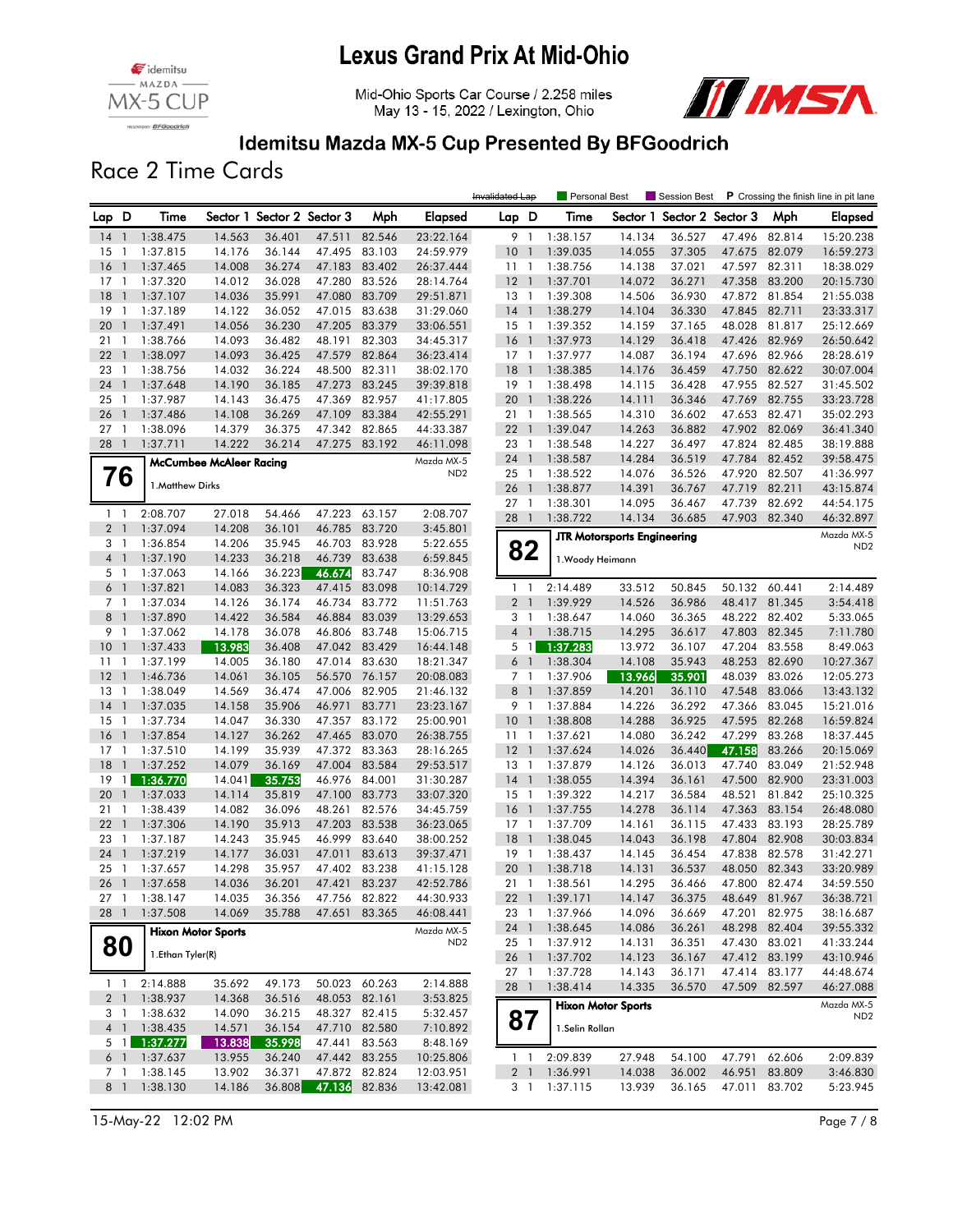# Lexus Grand Prix At Mid-Ohio

Mid-Ohio Sports Car Course / 2.258 miles
May 13 - 15, 2022 / Lexington, Ohio

## Idemitsu Mazda MX-5 Cup Presented By BFGoodrich

## Race 2 Time Cards

Invalidated Lap | Personal Best | Session Best | P Crossing the finish line in pit lane

| Lap | D | Time | Sector 1 | Sector 2 | Sector 3 | Mph | Elapsed |
|---|---|---|---|---|---|---|---|
| 14 | 1 | 1:38.475 | 14.563 | 36.401 | 47.511 | 82.546 | 23:22.164 |
| 15 | 1 | 1:37.815 | 14.176 | 36.144 | 47.495 | 83.103 | 24:59.979 |
| 16 | 1 | 1:37.465 | 14.008 | 36.274 | 47.183 | 83.402 | 26:37.444 |
| 17 | 1 | 1:37.320 | 14.012 | 36.028 | 47.280 | 83.526 | 28:14.764 |
| 18 | 1 | 1:37.107 | 14.036 | 35.991 | 47.080 | 83.709 | 29:51.871 |
| 19 | 1 | 1:37.189 | 14.122 | 36.052 | 47.015 | 83.638 | 31:29.060 |
| 20 | 1 | 1:37.491 | 14.056 | 36.230 | 47.205 | 83.379 | 33:06.551 |
| 21 | 1 | 1:38.766 | 14.093 | 36.482 | 48.191 | 82.303 | 34:45.317 |
| 22 | 1 | 1:38.097 | 14.093 | 36.425 | 47.579 | 82.864 | 36:23.414 |
| 23 | 1 | 1:38.756 | 14.032 | 36.224 | 48.500 | 82.311 | 38:02.170 |
| 24 | 1 | 1:37.648 | 14.190 | 36.185 | 47.273 | 83.245 | 39:39.818 |
| 25 | 1 | 1:37.987 | 14.143 | 36.475 | 47.369 | 82.957 | 41:17.805 |
| 26 | 1 | 1:37.486 | 14.108 | 36.269 | 47.109 | 83.384 | 42:55.291 |
| 27 | 1 | 1:38.096 | 14.379 | 36.375 | 47.342 | 82.865 | 44:33.387 |
| 28 | 1 | 1:37.711 | 14.222 | 36.214 | 47.275 | 83.192 | 46:11.098 |

### 76 — McCumbee McAleer Racing — Mazda MX-5 ND2

1.Matthew Dirks

| Lap | D | Time | Sector 1 | Sector 2 | Sector 3 | Mph | Elapsed |
|---|---|---|---|---|---|---|---|
| 1 | 1 | 2:08.707 | 27.018 | 54.466 | 47.223 | 63.157 | 2:08.707 |
| 2 | 1 | 1:37.094 | 14.208 | 36.101 | 46.785 | 83.720 | 3:45.801 |
| 3 | 1 | 1:36.854 | 14.206 | 35.945 | 46.703 | 83.928 | 5:22.655 |
| 4 | 1 | 1:37.190 | 14.233 | 36.218 | 46.739 | 83.638 | 6:59.845 |
| 5 | 1 | 1:37.063 | 14.166 | 36.223 | 46.674 | 83.747 | 8:36.908 |
| 6 | 1 | 1:37.821 | 14.083 | 36.323 | 47.415 | 83.098 | 10:14.729 |
| 7 | 1 | 1:37.034 | 14.126 | 36.174 | 46.734 | 83.772 | 11:51.763 |
| 8 | 1 | 1:37.890 | 14.422 | 36.584 | 46.884 | 83.039 | 13:29.653 |
| 9 | 1 | 1:37.062 | 14.178 | 36.078 | 46.806 | 83.748 | 15:06.715 |
| 10 | 1 | 1:37.433 | 13.983 | 36.408 | 47.042 | 83.429 | 16:44.148 |
| 11 | 1 | 1:37.199 | 14.005 | 36.180 | 47.014 | 83.630 | 18:21.347 |
| 12 | 1 | 1:46.736 | 14.061 | 36.105 | 56.570 | 76.157 | 20:08.083 |
| 13 | 1 | 1:38.049 | 14.569 | 36.474 | 47.006 | 82.905 | 21:46.132 |
| 14 | 1 | 1:37.035 | 14.158 | 35.906 | 46.971 | 83.771 | 23:23.167 |
| 15 | 1 | 1:37.734 | 14.047 | 36.330 | 47.357 | 83.172 | 25:00.901 |
| 16 | 1 | 1:37.854 | 14.127 | 36.262 | 47.465 | 83.070 | 26:38.755 |
| 17 | 1 | 1:37.510 | 14.199 | 35.939 | 47.372 | 83.363 | 28:16.265 |
| 18 | 1 | 1:37.252 | 14.079 | 36.169 | 47.004 | 83.584 | 29:53.517 |
| 19 | 1 | 1:36.770 | 14.041 | 35.753 | 46.976 | 84.001 | 31:30.287 |
| 20 | 1 | 1:37.033 | 14.114 | 35.819 | 47.100 | 83.773 | 33:07.320 |
| 21 | 1 | 1:38.439 | 14.082 | 36.096 | 48.261 | 82.576 | 34:45.759 |
| 22 | 1 | 1:37.306 | 14.190 | 35.913 | 47.203 | 83.538 | 36:23.065 |
| 23 | 1 | 1:37.187 | 14.243 | 35.945 | 46.999 | 83.640 | 38:00.252 |
| 24 | 1 | 1:37.219 | 14.177 | 36.031 | 47.011 | 83.613 | 39:37.471 |
| 25 | 1 | 1:37.657 | 14.298 | 35.957 | 47.402 | 83.238 | 41:15.128 |
| 26 | 1 | 1:37.658 | 14.036 | 36.201 | 47.421 | 83.237 | 42:52.786 |
| 27 | 1 | 1:38.147 | 14.035 | 36.356 | 47.756 | 82.822 | 44:30.933 |
| 28 | 1 | 1:37.508 | 14.069 | 35.788 | 47.651 | 83.365 | 46:08.441 |

### 80 — Hixon Motor Sports — Mazda MX-5 ND2

1.Ethan Tyler(R)

| Lap | D | Time | Sector 1 | Sector 2 | Sector 3 | Mph | Elapsed |
|---|---|---|---|---|---|---|---|
| 1 | 1 | 2:14.888 | 35.692 | 49.173 | 50.023 | 60.263 | 2:14.888 |
| 2 | 1 | 1:38.937 | 14.368 | 36.516 | 48.053 | 82.161 | 3:53.825 |
| 3 | 1 | 1:38.632 | 14.090 | 36.215 | 48.327 | 82.415 | 5:32.457 |
| 4 | 1 | 1:38.435 | 14.571 | 36.154 | 47.710 | 82.580 | 7:10.892 |
| 5 | 1 | 1:37.277 | 13.838 | 35.998 | 47.441 | 83.563 | 8:48.169 |
| 6 | 1 | 1:37.637 | 13.955 | 36.240 | 47.442 | 83.255 | 10:25.806 |
| 7 | 1 | 1:38.145 | 13.902 | 36.371 | 47.872 | 82.824 | 12:03.951 |
| 8 | 1 | 1:38.130 | 14.186 | 36.808 | 47.136 | 82.836 | 13:42.081 |
| 9 | 1 | 1:38.157 | 14.134 | 36.527 | 47.496 | 82.814 | 15:20.238 |
| 10 | 1 | 1:39.035 | 14.055 | 37.305 | 47.675 | 82.079 | 16:59.273 |
| 11 | 1 | 1:38.756 | 14.138 | 37.021 | 47.597 | 82.311 | 18:38.029 |
| 12 | 1 | 1:37.701 | 14.072 | 36.271 | 47.358 | 83.200 | 20:15.730 |
| 13 | 1 | 1:39.308 | 14.506 | 36.930 | 47.872 | 81.854 | 21:55.038 |
| 14 | 1 | 1:38.279 | 14.104 | 36.330 | 47.845 | 82.711 | 23:33.317 |
| 15 | 1 | 1:39.352 | 14.159 | 37.165 | 48.028 | 81.817 | 25:12.669 |
| 16 | 1 | 1:37.973 | 14.129 | 36.418 | 47.426 | 82.969 | 26:50.642 |
| 17 | 1 | 1:37.977 | 14.087 | 36.194 | 47.696 | 82.966 | 28:28.619 |
| 18 | 1 | 1:38.385 | 14.176 | 36.459 | 47.750 | 82.622 | 30:07.004 |
| 19 | 1 | 1:38.498 | 14.115 | 36.428 | 47.955 | 82.527 | 31:45.502 |
| 20 | 1 | 1:38.226 | 14.111 | 36.346 | 47.769 | 82.755 | 33:23.728 |
| 21 | 1 | 1:38.565 | 14.310 | 36.602 | 47.653 | 82.471 | 35:02.293 |
| 22 | 1 | 1:39.047 | 14.263 | 36.882 | 47.902 | 82.069 | 36:41.340 |
| 23 | 1 | 1:38.548 | 14.227 | 36.497 | 47.824 | 82.485 | 38:19.888 |
| 24 | 1 | 1:38.587 | 14.284 | 36.519 | 47.784 | 82.452 | 39:58.475 |
| 25 | 1 | 1:38.522 | 14.076 | 36.526 | 47.920 | 82.507 | 41:36.997 |
| 26 | 1 | 1:38.877 | 14.391 | 36.767 | 47.719 | 82.211 | 43:15.874 |
| 27 | 1 | 1:38.301 | 14.095 | 36.467 | 47.739 | 82.692 | 44:54.175 |
| 28 | 1 | 1:38.722 | 14.134 | 36.685 | 47.903 | 82.340 | 46:32.897 |

### 82 — JTR Motorsports Engineering — Mazda MX-5 ND2

1.Woody Heimann

| Lap | D | Time | Sector 1 | Sector 2 | Sector 3 | Mph | Elapsed |
|---|---|---|---|---|---|---|---|
| 1 | 1 | 2:14.489 | 33.512 | 50.845 | 50.132 | 60.441 | 2:14.489 |
| 2 | 1 | 1:39.929 | 14.526 | 36.986 | 48.417 | 81.345 | 3:54.418 |
| 3 | 1 | 1:38.647 | 14.060 | 36.365 | 48.222 | 82.402 | 5:33.065 |
| 4 | 1 | 1:38.715 | 14.295 | 36.617 | 47.803 | 82.345 | 7:11.780 |
| 5 | 1 | 1:37.283 | 13.972 | 36.107 | 47.204 | 83.558 | 8:49.063 |
| 6 | 1 | 1:38.304 | 14.108 | 35.943 | 48.253 | 82.690 | 10:27.367 |
| 7 | 1 | 1:37.906 | 13.966 | 35.901 | 48.039 | 83.026 | 12:05.273 |
| 8 | 1 | 1:37.859 | 14.201 | 36.110 | 47.548 | 83.066 | 13:43.132 |
| 9 | 1 | 1:37.884 | 14.226 | 36.292 | 47.366 | 83.045 | 15:21.016 |
| 10 | 1 | 1:38.808 | 14.288 | 36.925 | 47.595 | 82.268 | 16:59.824 |
| 11 | 1 | 1:37.621 | 14.080 | 36.242 | 47.299 | 83.268 | 18:37.445 |
| 12 | 1 | 1:37.624 | 14.026 | 36.440 | 47.158 | 83.266 | 20:15.069 |
| 13 | 1 | 1:37.879 | 14.126 | 36.013 | 47.740 | 83.049 | 21:52.948 |
| 14 | 1 | 1:38.055 | 14.394 | 36.161 | 47.500 | 82.900 | 23:31.003 |
| 15 | 1 | 1:39.322 | 14.217 | 36.584 | 48.521 | 81.842 | 25:10.325 |
| 16 | 1 | 1:37.755 | 14.278 | 36.114 | 47.363 | 83.154 | 26:48.080 |
| 17 | 1 | 1:37.709 | 14.161 | 36.115 | 47.433 | 83.193 | 28:25.789 |
| 18 | 1 | 1:38.045 | 14.043 | 36.198 | 47.804 | 82.908 | 30:03.834 |
| 19 | 1 | 1:38.437 | 14.145 | 36.454 | 47.838 | 82.578 | 31:42.271 |
| 20 | 1 | 1:38.718 | 14.131 | 36.537 | 48.050 | 82.343 | 33:20.989 |
| 21 | 1 | 1:38.561 | 14.295 | 36.466 | 47.800 | 82.474 | 34:59.550 |
| 22 | 1 | 1:39.171 | 14.147 | 36.375 | 48.649 | 81.967 | 36:38.721 |
| 23 | 1 | 1:37.966 | 14.096 | 36.669 | 47.201 | 82.975 | 38:16.687 |
| 24 | 1 | 1:38.645 | 14.086 | 36.261 | 48.298 | 82.404 | 39:55.332 |
| 25 | 1 | 1:37.912 | 14.131 | 36.351 | 47.430 | 83.021 | 41:33.244 |
| 26 | 1 | 1:37.702 | 14.123 | 36.167 | 47.412 | 83.199 | 43:10.946 |
| 27 | 1 | 1:37.728 | 14.143 | 36.171 | 47.414 | 83.177 | 44:48.674 |
| 28 | 1 | 1:38.414 | 14.335 | 36.570 | 47.509 | 82.597 | 46:27.088 |

### 87 — Hixon Motor Sports — Mazda MX-5 ND2

1.Selin Rollan

| Lap | D | Time | Sector 1 | Sector 2 | Sector 3 | Mph | Elapsed |
|---|---|---|---|---|---|---|---|
| 1 | 1 | 2:09.839 | 27.948 | 54.100 | 47.791 | 62.606 | 2:09.839 |
| 2 | 1 | 1:36.991 | 14.038 | 36.002 | 46.951 | 83.809 | 3:46.830 |
| 3 | 1 | 1:37.115 | 13.939 | 36.165 | 47.011 | 83.702 | 5:23.945 |

15-May-22 12:02 PM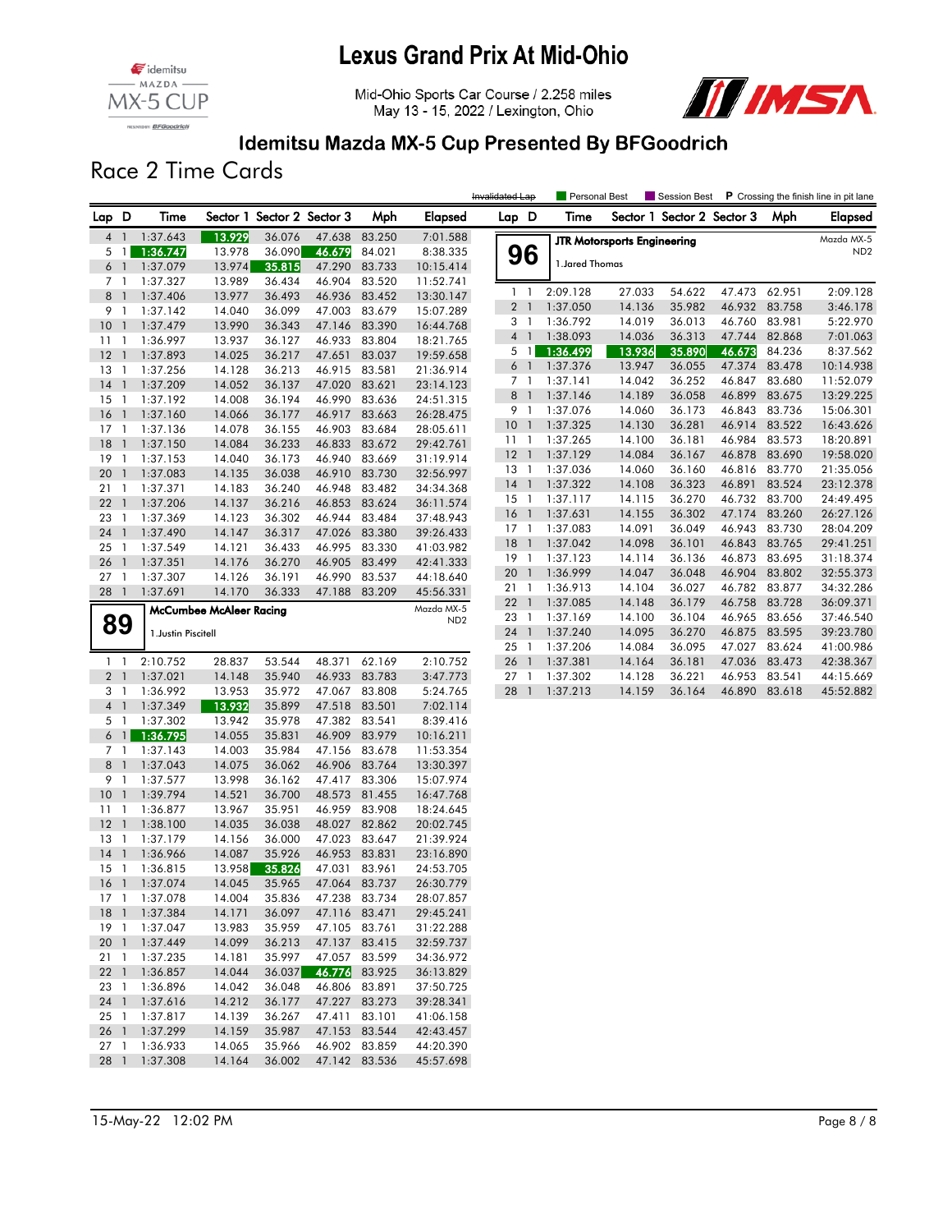# Lexus Grand Prix At Mid-Ohio

Mid-Ohio Sports Car Course / 2.258 miles
May 13 - 15, 2022 / Lexington, Ohio

## Idemitsu Mazda MX-5 Cup Presented By BFGoodrich

## Race 2 Time Cards

~~Invalidated Lap~~ | Personal Best | Session Best | **P** Crossing the finish line in pit lane

| Lap | D | Time | Sector 1 | Sector 2 | Sector 3 | Mph | Elapsed |
|---|---|---|---|---|---|---|---|
| 4 | 1 | 1:37.643 | 13.929 | 36.076 | 47.638 | 83.250 | 7:01.588 |
| 5 | 1 | 1:36.747 | 13.978 | 36.090 | 46.679 | 84.021 | 8:38.335 |
| 6 | 1 | 1:37.079 | 13.974 | 35.815 | 47.290 | 83.733 | 10:15.414 |
| 7 | 1 | 1:37.327 | 13.989 | 36.434 | 46.904 | 83.520 | 11:52.741 |
| 8 | 1 | 1:37.406 | 13.977 | 36.493 | 46.936 | 83.452 | 13:30.147 |
| 9 | 1 | 1:37.142 | 14.040 | 36.099 | 47.003 | 83.679 | 15:07.289 |
| 10 | 1 | 1:37.479 | 13.990 | 36.343 | 47.146 | 83.390 | 16:44.768 |
| 11 | 1 | 1:36.997 | 13.937 | 36.127 | 46.933 | 83.804 | 18:21.765 |
| 12 | 1 | 1:37.893 | 14.025 | 36.217 | 47.651 | 83.037 | 19:59.658 |
| 13 | 1 | 1:37.256 | 14.128 | 36.213 | 46.915 | 83.581 | 21:36.914 |
| 14 | 1 | 1:37.209 | 14.052 | 36.137 | 47.020 | 83.621 | 23:14.123 |
| 15 | 1 | 1:37.192 | 14.008 | 36.194 | 46.990 | 83.636 | 24:51.315 |
| 16 | 1 | 1:37.160 | 14.066 | 36.177 | 46.917 | 83.663 | 26:28.475 |
| 17 | 1 | 1:37.136 | 14.078 | 36.155 | 46.903 | 83.684 | 28:05.611 |
| 18 | 1 | 1:37.150 | 14.084 | 36.233 | 46.833 | 83.672 | 29:42.761 |
| 19 | 1 | 1:37.153 | 14.040 | 36.173 | 46.940 | 83.669 | 31:19.914 |
| 20 | 1 | 1:37.083 | 14.135 | 36.038 | 46.910 | 83.730 | 32:56.997 |
| 21 | 1 | 1:37.371 | 14.183 | 36.240 | 46.948 | 83.482 | 34:34.368 |
| 22 | 1 | 1:37.206 | 14.137 | 36.216 | 46.853 | 83.624 | 36:11.574 |
| 23 | 1 | 1:37.369 | 14.123 | 36.302 | 46.944 | 83.484 | 37:48.943 |
| 24 | 1 | 1:37.490 | 14.147 | 36.317 | 47.026 | 83.380 | 39:26.433 |
| 25 | 1 | 1:37.549 | 14.121 | 36.433 | 46.995 | 83.330 | 41:03.982 |
| 26 | 1 | 1:37.351 | 14.176 | 36.270 | 46.905 | 83.499 | 42:41.333 |
| 27 | 1 | 1:37.307 | 14.126 | 36.191 | 46.990 | 83.537 | 44:18.640 |
| 28 | 1 | 1:37.691 | 14.170 | 36.333 | 47.188 | 83.209 | 45:56.331 |

### 89 — McCumbee McAleer Racing — Mazda MX-5 ND2

1.Justin Piscitell

| Lap | D | Time | Sector 1 | Sector 2 | Sector 3 | Mph | Elapsed |
|---|---|---|---|---|---|---|---|
| 1 | 1 | 2:10.752 | 28.837 | 53.544 | 48.371 | 62.169 | 2:10.752 |
| 2 | 1 | 1:37.021 | 14.148 | 35.940 | 46.933 | 83.783 | 3:47.773 |
| 3 | 1 | 1:36.992 | 13.953 | 35.972 | 47.067 | 83.808 | 5:24.765 |
| 4 | 1 | 1:37.349 | 13.932 | 35.899 | 47.518 | 83.501 | 7:02.114 |
| 5 | 1 | 1:37.302 | 13.942 | 35.978 | 47.382 | 83.541 | 8:39.416 |
| 6 | 1 | 1:36.795 | 14.055 | 35.831 | 46.909 | 83.979 | 10:16.211 |
| 7 | 1 | 1:37.143 | 14.003 | 35.984 | 47.156 | 83.678 | 11:53.354 |
| 8 | 1 | 1:37.043 | 14.075 | 36.062 | 46.906 | 83.764 | 13:30.397 |
| 9 | 1 | 1:37.577 | 13.998 | 36.162 | 47.417 | 83.306 | 15:07.974 |
| 10 | 1 | 1:39.794 | 14.521 | 36.700 | 48.573 | 81.455 | 16:47.768 |
| 11 | 1 | 1:36.877 | 13.967 | 35.951 | 46.959 | 83.908 | 18:24.645 |
| 12 | 1 | 1:38.100 | 14.035 | 36.038 | 48.027 | 82.862 | 20:02.745 |
| 13 | 1 | 1:37.179 | 14.156 | 36.000 | 47.023 | 83.647 | 21:39.924 |
| 14 | 1 | 1:36.966 | 14.087 | 35.926 | 46.953 | 83.831 | 23:16.890 |
| 15 | 1 | 1:36.815 | 13.958 | 35.826 | 47.031 | 83.961 | 24:53.705 |
| 16 | 1 | 1:37.074 | 14.045 | 35.965 | 47.064 | 83.737 | 26:30.779 |
| 17 | 1 | 1:37.078 | 14.004 | 35.836 | 47.238 | 83.734 | 28:07.857 |
| 18 | 1 | 1:37.384 | 14.171 | 36.097 | 47.116 | 83.471 | 29:45.241 |
| 19 | 1 | 1:37.047 | 13.983 | 35.959 | 47.105 | 83.761 | 31:22.288 |
| 20 | 1 | 1:37.449 | 14.099 | 36.213 | 47.137 | 83.415 | 32:59.737 |
| 21 | 1 | 1:37.235 | 14.181 | 35.997 | 47.057 | 83.599 | 34:36.972 |
| 22 | 1 | 1:36.857 | 14.044 | 36.037 | 46.776 | 83.925 | 36:13.829 |
| 23 | 1 | 1:36.896 | 14.042 | 36.048 | 46.806 | 83.891 | 37:50.725 |
| 24 | 1 | 1:37.616 | 14.212 | 36.177 | 47.227 | 83.273 | 39:28.341 |
| 25 | 1 | 1:37.817 | 14.139 | 36.267 | 47.411 | 83.101 | 41:06.158 |
| 26 | 1 | 1:37.299 | 14.159 | 35.987 | 47.153 | 83.544 | 42:43.457 |
| 27 | 1 | 1:36.933 | 14.065 | 35.966 | 46.902 | 83.859 | 44:20.390 |
| 28 | 1 | 1:37.308 | 14.164 | 36.002 | 47.142 | 83.536 | 45:57.698 |

### 96 — JTR Motorsports Engineering — Mazda MX-5 ND2

1.Jared Thomas

| Lap | D | Time | Sector 1 | Sector 2 | Sector 3 | Mph | Elapsed |
|---|---|---|---|---|---|---|---|
| 1 | 1 | 2:09.128 | 27.033 | 54.622 | 47.473 | 62.951 | 2:09.128 |
| 2 | 1 | 1:37.050 | 14.136 | 35.982 | 46.932 | 83.758 | 3:46.178 |
| 3 | 1 | 1:36.792 | 14.019 | 36.013 | 46.760 | 83.981 | 5:22.970 |
| 4 | 1 | 1:38.093 | 14.036 | 36.313 | 47.744 | 82.868 | 7:01.063 |
| 5 | 1 | 1:36.499 | 13.936 | 35.890 | 46.673 | 84.236 | 8:37.562 |
| 6 | 1 | 1:37.376 | 13.947 | 36.055 | 47.374 | 83.478 | 10:14.938 |
| 7 | 1 | 1:37.141 | 14.042 | 36.252 | 46.847 | 83.680 | 11:52.079 |
| 8 | 1 | 1:37.146 | 14.189 | 36.058 | 46.899 | 83.675 | 13:29.225 |
| 9 | 1 | 1:37.076 | 14.060 | 36.173 | 46.843 | 83.736 | 15:06.301 |
| 10 | 1 | 1:37.325 | 14.130 | 36.281 | 46.914 | 83.522 | 16:43.626 |
| 11 | 1 | 1:37.265 | 14.100 | 36.181 | 46.984 | 83.573 | 18:20.891 |
| 12 | 1 | 1:37.129 | 14.084 | 36.167 | 46.878 | 83.690 | 19:58.020 |
| 13 | 1 | 1:37.036 | 14.060 | 36.160 | 46.816 | 83.770 | 21:35.056 |
| 14 | 1 | 1:37.322 | 14.108 | 36.323 | 46.891 | 83.524 | 23:12.378 |
| 15 | 1 | 1:37.117 | 14.115 | 36.270 | 46.732 | 83.700 | 24:49.495 |
| 16 | 1 | 1:37.631 | 14.155 | 36.302 | 47.174 | 83.260 | 26:27.126 |
| 17 | 1 | 1:37.083 | 14.091 | 36.049 | 46.943 | 83.730 | 28:04.209 |
| 18 | 1 | 1:37.042 | 14.098 | 36.101 | 46.843 | 83.765 | 29:41.251 |
| 19 | 1 | 1:37.123 | 14.114 | 36.136 | 46.873 | 83.695 | 31:18.374 |
| 20 | 1 | 1:36.999 | 14.047 | 36.048 | 46.904 | 83.802 | 32:55.373 |
| 21 | 1 | 1:36.913 | 14.104 | 36.027 | 46.782 | 83.877 | 34:32.286 |
| 22 | 1 | 1:37.085 | 14.148 | 36.179 | 46.758 | 83.728 | 36:09.371 |
| 23 | 1 | 1:37.169 | 14.100 | 36.104 | 46.965 | 83.656 | 37:46.540 |
| 24 | 1 | 1:37.240 | 14.095 | 36.270 | 46.875 | 83.595 | 39:23.780 |
| 25 | 1 | 1:37.206 | 14.084 | 36.095 | 47.027 | 83.624 | 41:00.986 |
| 26 | 1 | 1:37.381 | 14.164 | 36.181 | 47.036 | 83.473 | 42:38.367 |
| 27 | 1 | 1:37.302 | 14.128 | 36.221 | 46.953 | 83.541 | 44:15.669 |
| 28 | 1 | 1:37.213 | 14.159 | 36.164 | 46.890 | 83.618 | 45:52.882 |

15-May-22 12:02 PM